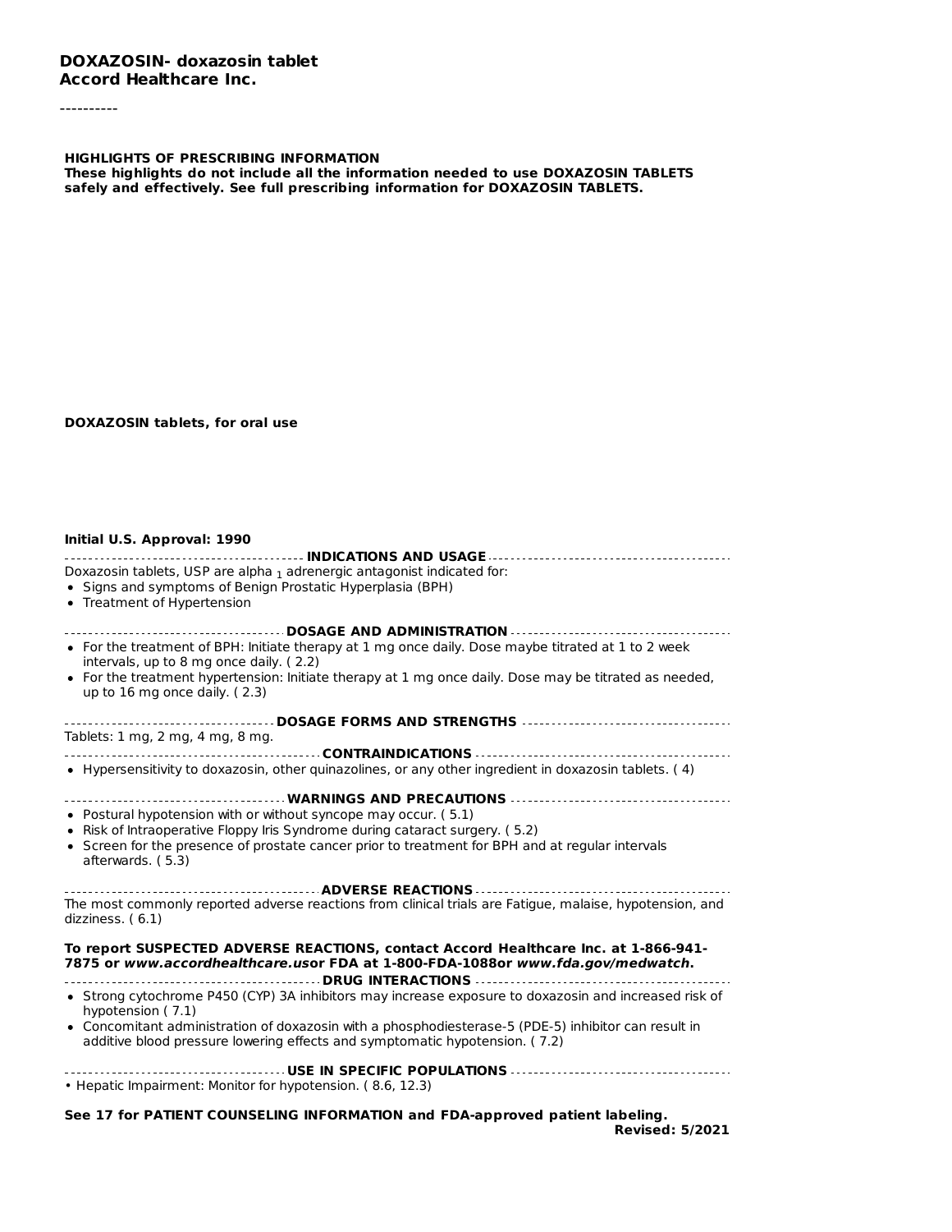**DOXAZOSIN- doxazosin tablet**
**Accord Healthcare Inc.**

----------

**HIGHLIGHTS OF PRESCRIBING INFORMATION**
**These highlights do not include all the information needed to use DOXAZOSIN TABLETS safely and effectively. See full prescribing information for DOXAZOSIN TABLETS.**

**DOXAZOSIN tablets, for oral use**

**Initial U.S. Approval: 1990**

**INDICATIONS AND USAGE**

Doxazosin tablets, USP are alpha $_1$ adrenergic antagonist indicated for:

- Signs and symptoms of Benign Prostatic Hyperplasia (BPH)
- Treatment of Hypertension

**DOSAGE AND ADMINISTRATION**

- For the treatment of BPH: Initiate therapy at 1 mg once daily. Dose maybe titrated at 1 to 2 week intervals, up to 8 mg once daily. ( 2.2)
- For the treatment hypertension: Initiate therapy at 1 mg once daily. Dose may be titrated as needed, up to 16 mg once daily. ( 2.3)

**DOSAGE FORMS AND STRENGTHS**

Tablets: 1 mg, 2 mg, 4 mg, 8 mg.

**CONTRAINDICATIONS**

- Hypersensitivity to doxazosin, other quinazolines, or any other ingredient in doxazosin tablets. ( 4)

**WARNINGS AND PRECAUTIONS**

- Postural hypotension with or without syncope may occur. ( 5.1)
- Risk of Intraoperative Floppy Iris Syndrome during cataract surgery. ( 5.2)
- Screen for the presence of prostate cancer prior to treatment for BPH and at regular intervals afterwards. ( 5.3)

**ADVERSE REACTIONS**

The most commonly reported adverse reactions from clinical trials are Fatigue, malaise, hypotension, and dizziness. ( 6.1)

**To report SUSPECTED ADVERSE REACTIONS, contact Accord Healthcare Inc. at 1-866-941-7875 or *www.accordhealthcare.us*or FDA at 1-800-FDA-1088or *www.fda.gov/medwatch*.**

**DRUG INTERACTIONS**

- Strong cytochrome P450 (CYP) 3A inhibitors may increase exposure to doxazosin and increased risk of hypotension ( 7.1)
- Concomitant administration of doxazosin with a phosphodiesterase-5 (PDE-5) inhibitor can result in additive blood pressure lowering effects and symptomatic hypotension. ( 7.2)

**USE IN SPECIFIC POPULATIONS**

- Hepatic Impairment: Monitor for hypotension. ( 8.6, 12.3)

**See 17 for PATIENT COUNSELING INFORMATION and FDA-approved patient labeling.**

**Revised: 5/2021**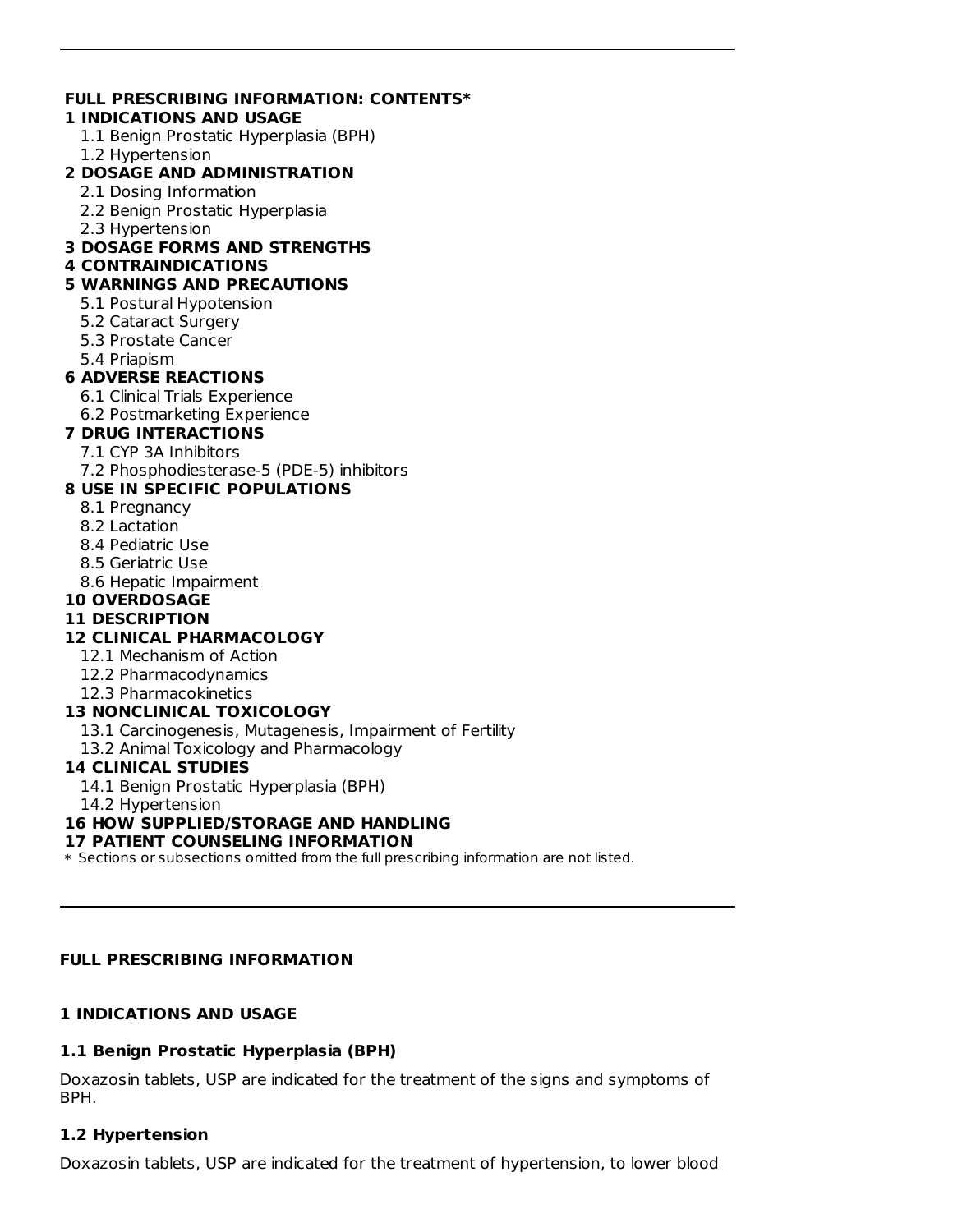**FULL PRESCRIBING INFORMATION: CONTENTS***

**1 INDICATIONS AND USAGE**
- 1.1 Benign Prostatic Hyperplasia (BPH)
- 1.2 Hypertension

**2 DOSAGE AND ADMINISTRATION**
- 2.1 Dosing Information
- 2.2 Benign Prostatic Hyperplasia
- 2.3 Hypertension

**3 DOSAGE FORMS AND STRENGTHS**

**4 CONTRAINDICATIONS**

**5 WARNINGS AND PRECAUTIONS**
- 5.1 Postural Hypotension
- 5.2 Cataract Surgery
- 5.3 Prostate Cancer
- 5.4 Priapism

**6 ADVERSE REACTIONS**
- 6.1 Clinical Trials Experience
- 6.2 Postmarketing Experience

**7 DRUG INTERACTIONS**
- 7.1 CYP 3A Inhibitors
- 7.2 Phosphodiesterase-5 (PDE-5) inhibitors

**8 USE IN SPECIFIC POPULATIONS**
- 8.1 Pregnancy
- 8.2 Lactation
- 8.4 Pediatric Use
- 8.5 Geriatric Use
- 8.6 Hepatic Impairment

**10 OVERDOSAGE**

**11 DESCRIPTION**

**12 CLINICAL PHARMACOLOGY**
- 12.1 Mechanism of Action
- 12.2 Pharmacodynamics
- 12.3 Pharmacokinetics

**13 NONCLINICAL TOXICOLOGY**
- 13.1 Carcinogenesis, Mutagenesis, Impairment of Fertility
- 13.2 Animal Toxicology and Pharmacology

**14 CLINICAL STUDIES**
- 14.1 Benign Prostatic Hyperplasia (BPH)
- 14.2 Hypertension

**16 HOW SUPPLIED/STORAGE AND HANDLING**

**17 PATIENT COUNSELING INFORMATION**

* Sections or subsections omitted from the full prescribing information are not listed.

---

## FULL PRESCRIBING INFORMATION

## 1 INDICATIONS AND USAGE

### 1.1 Benign Prostatic Hyperplasia (BPH)

Doxazosin tablets, USP are indicated for the treatment of the signs and symptoms of BPH.

### 1.2 Hypertension

Doxazosin tablets, USP are indicated for the treatment of hypertension, to lower blood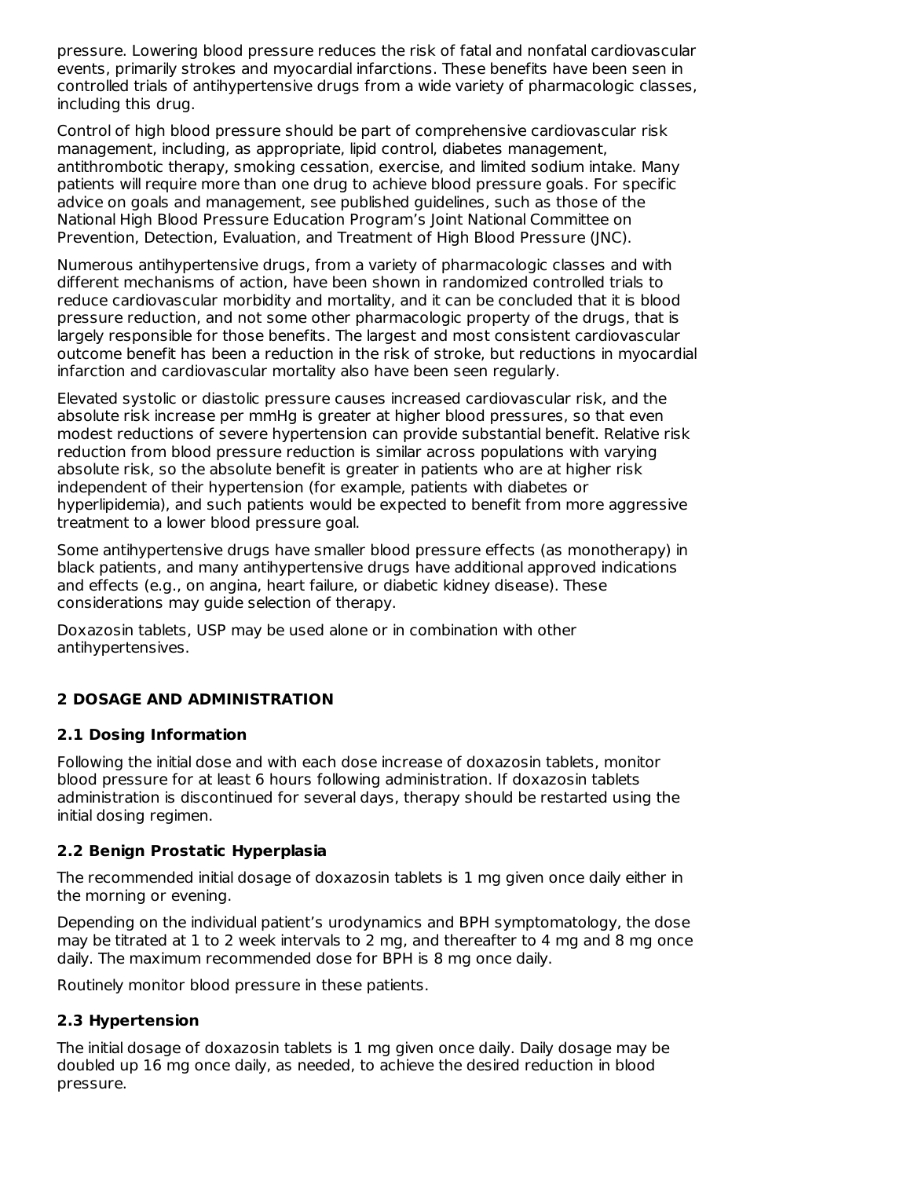pressure. Lowering blood pressure reduces the risk of fatal and nonfatal cardiovascular events, primarily strokes and myocardial infarctions. These benefits have been seen in controlled trials of antihypertensive drugs from a wide variety of pharmacologic classes, including this drug.

Control of high blood pressure should be part of comprehensive cardiovascular risk management, including, as appropriate, lipid control, diabetes management, antithrombotic therapy, smoking cessation, exercise, and limited sodium intake. Many patients will require more than one drug to achieve blood pressure goals. For specific advice on goals and management, see published guidelines, such as those of the National High Blood Pressure Education Program's Joint National Committee on Prevention, Detection, Evaluation, and Treatment of High Blood Pressure (JNC).

Numerous antihypertensive drugs, from a variety of pharmacologic classes and with different mechanisms of action, have been shown in randomized controlled trials to reduce cardiovascular morbidity and mortality, and it can be concluded that it is blood pressure reduction, and not some other pharmacologic property of the drugs, that is largely responsible for those benefits. The largest and most consistent cardiovascular outcome benefit has been a reduction in the risk of stroke, but reductions in myocardial infarction and cardiovascular mortality also have been seen regularly.

Elevated systolic or diastolic pressure causes increased cardiovascular risk, and the absolute risk increase per mmHg is greater at higher blood pressures, so that even modest reductions of severe hypertension can provide substantial benefit. Relative risk reduction from blood pressure reduction is similar across populations with varying absolute risk, so the absolute benefit is greater in patients who are at higher risk independent of their hypertension (for example, patients with diabetes or hyperlipidemia), and such patients would be expected to benefit from more aggressive treatment to a lower blood pressure goal.

Some antihypertensive drugs have smaller blood pressure effects (as monotherapy) in black patients, and many antihypertensive drugs have additional approved indications and effects (e.g., on angina, heart failure, or diabetic kidney disease). These considerations may guide selection of therapy.

Doxazosin tablets, USP may be used alone or in combination with other antihypertensives.

## 2 DOSAGE AND ADMINISTRATION

### 2.1 Dosing Information

Following the initial dose and with each dose increase of doxazosin tablets, monitor blood pressure for at least 6 hours following administration. If doxazosin tablets administration is discontinued for several days, therapy should be restarted using the initial dosing regimen.

### 2.2 Benign Prostatic Hyperplasia

The recommended initial dosage of doxazosin tablets is 1 mg given once daily either in the morning or evening.

Depending on the individual patient's urodynamics and BPH symptomatology, the dose may be titrated at 1 to 2 week intervals to 2 mg, and thereafter to 4 mg and 8 mg once daily. The maximum recommended dose for BPH is 8 mg once daily.

Routinely monitor blood pressure in these patients.

### 2.3 Hypertension

The initial dosage of doxazosin tablets is 1 mg given once daily. Daily dosage may be doubled up 16 mg once daily, as needed, to achieve the desired reduction in blood pressure.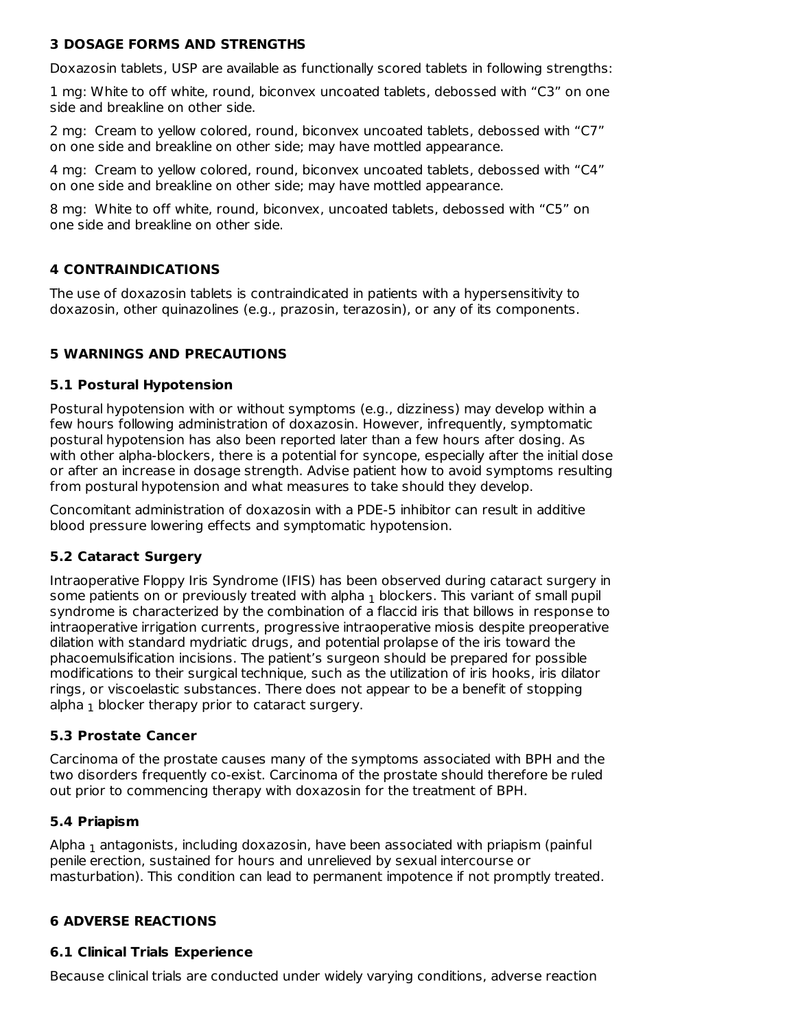## 3 DOSAGE FORMS AND STRENGTHS

Doxazosin tablets, USP are available as functionally scored tablets in following strengths:

1 mg: White to off white, round, biconvex uncoated tablets, debossed with “C3” on one side and breakline on other side.

2 mg: Cream to yellow colored, round, biconvex uncoated tablets, debossed with “C7” on one side and breakline on other side; may have mottled appearance.

4 mg: Cream to yellow colored, round, biconvex uncoated tablets, debossed with “C4” on one side and breakline on other side; may have mottled appearance.

8 mg: White to off white, round, biconvex, uncoated tablets, debossed with “C5” on one side and breakline on other side.

## 4 CONTRAINDICATIONS

The use of doxazosin tablets is contraindicated in patients with a hypersensitivity to doxazosin, other quinazolines (e.g., prazosin, terazosin), or any of its components.

## 5 WARNINGS AND PRECAUTIONS

### 5.1 Postural Hypotension

Postural hypotension with or without symptoms (e.g., dizziness) may develop within a few hours following administration of doxazosin. However, infrequently, symptomatic postural hypotension has also been reported later than a few hours after dosing. As with other alpha-blockers, there is a potential for syncope, especially after the initial dose or after an increase in dosage strength. Advise patient how to avoid symptoms resulting from postural hypotension and what measures to take should they develop.

Concomitant administration of doxazosin with a PDE-5 inhibitor can result in additive blood pressure lowering effects and symptomatic hypotension.

### 5.2 Cataract Surgery

Intraoperative Floppy Iris Syndrome (IFIS) has been observed during cataract surgery in some patients on or previously treated with alpha $_1$ blockers. This variant of small pupil syndrome is characterized by the combination of a flaccid iris that billows in response to intraoperative irrigation currents, progressive intraoperative miosis despite preoperative dilation with standard mydriatic drugs, and potential prolapse of the iris toward the phacoemulsification incisions. The patient’s surgeon should be prepared for possible modifications to their surgical technique, such as the utilization of iris hooks, iris dilator rings, or viscoelastic substances. There does not appear to be a benefit of stopping alpha $_1$ blocker therapy prior to cataract surgery.

### 5.3 Prostate Cancer

Carcinoma of the prostate causes many of the symptoms associated with BPH and the two disorders frequently co-exist. Carcinoma of the prostate should therefore be ruled out prior to commencing therapy with doxazosin for the treatment of BPH.

### 5.4 Priapism

Alpha $_1$ antagonists, including doxazosin, have been associated with priapism (painful penile erection, sustained for hours and unrelieved by sexual intercourse or masturbation). This condition can lead to permanent impotence if not promptly treated.

## 6 ADVERSE REACTIONS

### 6.1 Clinical Trials Experience

Because clinical trials are conducted under widely varying conditions, adverse reaction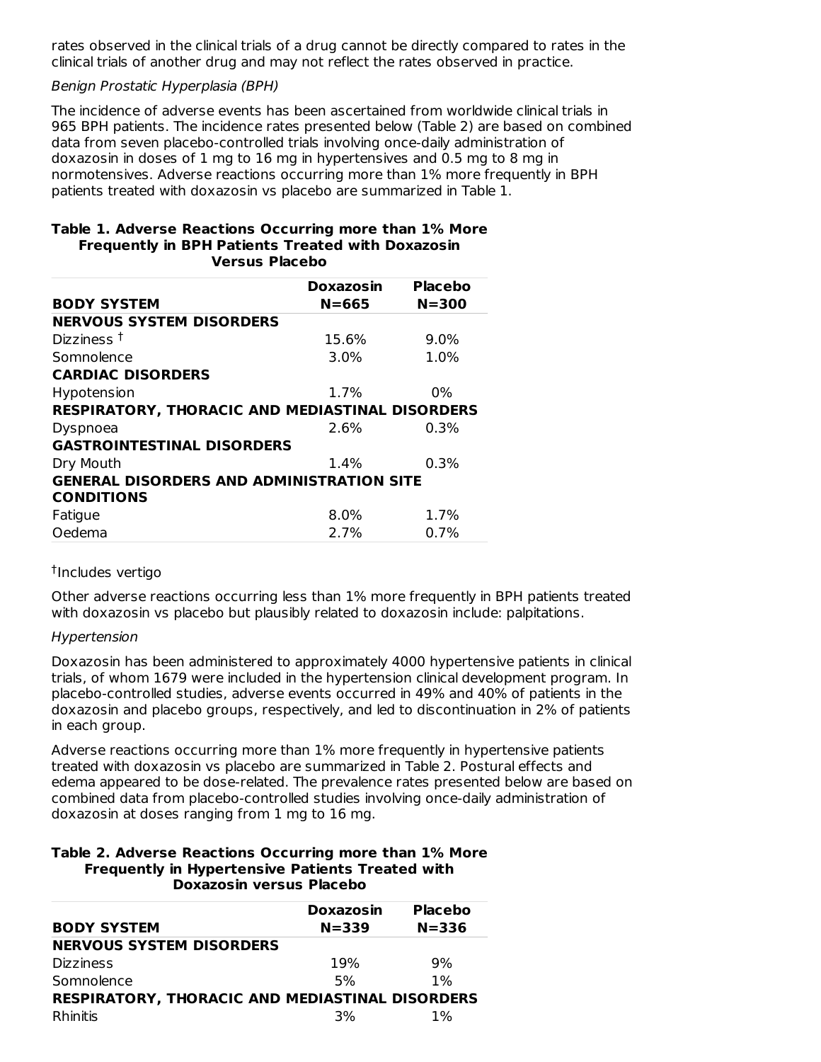rates observed in the clinical trials of a drug cannot be directly compared to rates in the clinical trials of another drug and may not reflect the rates observed in practice.

*Benign Prostatic Hyperplasia (BPH)*

The incidence of adverse events has been ascertained from worldwide clinical trials in 965 BPH patients. The incidence rates presented below (Table 2) are based on combined data from seven placebo-controlled trials involving once-daily administration of doxazosin in doses of 1 mg to 16 mg in hypertensives and 0.5 mg to 8 mg in normotensives. Adverse reactions occurring more than 1% more frequently in BPH patients treated with doxazosin vs placebo are summarized in Table 1.

**Table 1. Adverse Reactions Occurring more than 1% More Frequently in BPH Patients Treated with Doxazosin Versus Placebo**

| BODY SYSTEM | Doxazosin N=665 | Placebo N=300 |
|---|---|---|
| **NERVOUS SYSTEM DISORDERS** | | |
| Dizziness † | 15.6% | 9.0% |
| Somnolence | 3.0% | 1.0% |
| **CARDIAC DISORDERS** | | |
| Hypotension | 1.7% | 0% |
| **RESPIRATORY, THORACIC AND MEDIASTINAL DISORDERS** | | |
| Dyspnoea | 2.6% | 0.3% |
| **GASTROINTESTINAL DISORDERS** | | |
| Dry Mouth | 1.4% | 0.3% |
| **GENERAL DISORDERS AND ADMINISTRATION SITE CONDITIONS** | | |
| Fatigue | 8.0% | 1.7% |
| Oedema | 2.7% | 0.7% |

†Includes vertigo

Other adverse reactions occurring less than 1% more frequently in BPH patients treated with doxazosin vs placebo but plausibly related to doxazosin include: palpitations.

*Hypertension*

Doxazosin has been administered to approximately 4000 hypertensive patients in clinical trials, of whom 1679 were included in the hypertension clinical development program. In placebo-controlled studies, adverse events occurred in 49% and 40% of patients in the doxazosin and placebo groups, respectively, and led to discontinuation in 2% of patients in each group.

Adverse reactions occurring more than 1% more frequently in hypertensive patients treated with doxazosin vs placebo are summarized in Table 2. Postural effects and edema appeared to be dose-related. The prevalence rates presented below are based on combined data from placebo-controlled studies involving once-daily administration of doxazosin at doses ranging from 1 mg to 16 mg.

**Table 2. Adverse Reactions Occurring more than 1% More Frequently in Hypertensive Patients Treated with Doxazosin versus Placebo**

| BODY SYSTEM | Doxazosin N=339 | Placebo N=336 |
|---|---|---|
| **NERVOUS SYSTEM DISORDERS** | | |
| Dizziness | 19% | 9% |
| Somnolence | 5% | 1% |
| **RESPIRATORY, THORACIC AND MEDIASTINAL DISORDERS** | | |
| Rhinitis | 3% | 1% |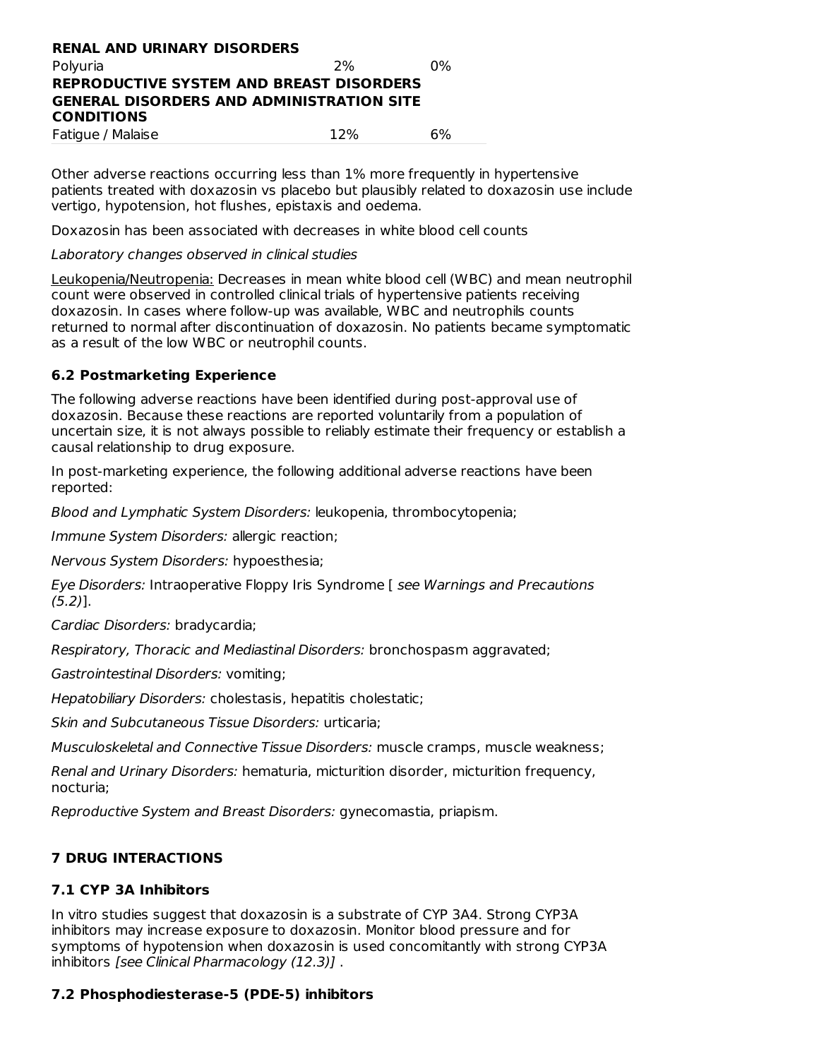| | | |
|---|---|---|
| **RENAL AND URINARY DISORDERS** | | |
| Polyuria | 2% | 0% |
| **REPRODUCTIVE SYSTEM AND BREAST DISORDERS** | | |
| **GENERAL DISORDERS AND ADMINISTRATION SITE CONDITIONS** | | |
| Fatigue / Malaise | 12% | 6% |

Other adverse reactions occurring less than 1% more frequently in hypertensive patients treated with doxazosin vs placebo but plausibly related to doxazosin use include vertigo, hypotension, hot flushes, epistaxis and oedema.

Doxazosin has been associated with decreases in white blood cell counts

*Laboratory changes observed in clinical studies*

Leukopenia/Neutropenia: Decreases in mean white blood cell (WBC) and mean neutrophil count were observed in controlled clinical trials of hypertensive patients receiving doxazosin. In cases where follow-up was available, WBC and neutrophils counts returned to normal after discontinuation of doxazosin. No patients became symptomatic as a result of the low WBC or neutrophil counts.

### 6.2 Postmarketing Experience

The following adverse reactions have been identified during post-approval use of doxazosin. Because these reactions are reported voluntarily from a population of uncertain size, it is not always possible to reliably estimate their frequency or establish a causal relationship to drug exposure.

In post-marketing experience, the following additional adverse reactions have been reported:

*Blood and Lymphatic System Disorders:* leukopenia, thrombocytopenia;

*Immune System Disorders:* allergic reaction;

*Nervous System Disorders:* hypoesthesia;

*Eye Disorders:* Intraoperative Floppy Iris Syndrome [ *see Warnings and Precautions (5.2)*].

*Cardiac Disorders:* bradycardia;

*Respiratory, Thoracic and Mediastinal Disorders:* bronchospasm aggravated;

*Gastrointestinal Disorders:* vomiting;

*Hepatobiliary Disorders:* cholestasis, hepatitis cholestatic;

*Skin and Subcutaneous Tissue Disorders:* urticaria;

*Musculoskeletal and Connective Tissue Disorders:* muscle cramps, muscle weakness;

*Renal and Urinary Disorders:* hematuria, micturition disorder, micturition frequency, nocturia;

*Reproductive System and Breast Disorders:* gynecomastia, priapism.

## 7 DRUG INTERACTIONS

### 7.1 CYP 3A Inhibitors

In vitro studies suggest that doxazosin is a substrate of CYP 3A4. Strong CYP3A inhibitors may increase exposure to doxazosin. Monitor blood pressure and for symptoms of hypotension when doxazosin is used concomitantly with strong CYP3A inhibitors *[see Clinical Pharmacology (12.3)]* .

### 7.2 Phosphodiesterase-5 (PDE-5) inhibitors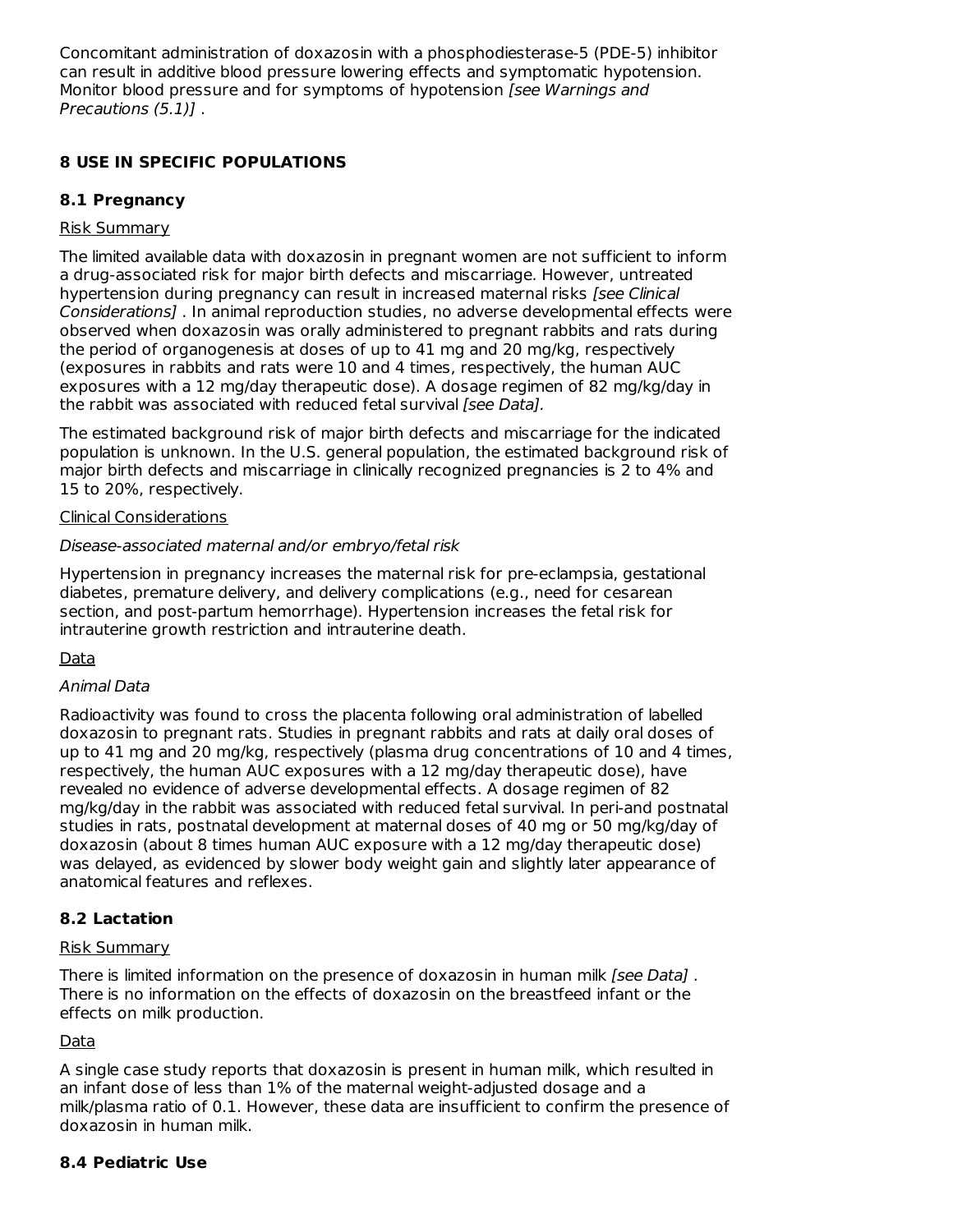Concomitant administration of doxazosin with a phosphodiesterase-5 (PDE-5) inhibitor can result in additive blood pressure lowering effects and symptomatic hypotension. Monitor blood pressure and for symptoms of hypotension *[see Warnings and Precautions (5.1)]* .

## 8 USE IN SPECIFIC POPULATIONS

### 8.1 Pregnancy

Risk Summary

The limited available data with doxazosin in pregnant women are not sufficient to inform a drug-associated risk for major birth defects and miscarriage. However, untreated hypertension during pregnancy can result in increased maternal risks *[see Clinical Considerations]* . In animal reproduction studies, no adverse developmental effects were observed when doxazosin was orally administered to pregnant rabbits and rats during the period of organogenesis at doses of up to 41 mg and 20 mg/kg, respectively (exposures in rabbits and rats were 10 and 4 times, respectively, the human AUC exposures with a 12 mg/day therapeutic dose). A dosage regimen of 82 mg/kg/day in the rabbit was associated with reduced fetal survival *[see Data].*

The estimated background risk of major birth defects and miscarriage for the indicated population is unknown. In the U.S. general population, the estimated background risk of major birth defects and miscarriage in clinically recognized pregnancies is 2 to 4% and 15 to 20%, respectively.

Clinical Considerations

*Disease-associated maternal and/or embryo/fetal risk*

Hypertension in pregnancy increases the maternal risk for pre-eclampsia, gestational diabetes, premature delivery, and delivery complications (e.g., need for cesarean section, and post-partum hemorrhage). Hypertension increases the fetal risk for intrauterine growth restriction and intrauterine death.

Data

*Animal Data*

Radioactivity was found to cross the placenta following oral administration of labelled doxazosin to pregnant rats. Studies in pregnant rabbits and rats at daily oral doses of up to 41 mg and 20 mg/kg, respectively (plasma drug concentrations of 10 and 4 times, respectively, the human AUC exposures with a 12 mg/day therapeutic dose), have revealed no evidence of adverse developmental effects. A dosage regimen of 82 mg/kg/day in the rabbit was associated with reduced fetal survival. In peri-and postnatal studies in rats, postnatal development at maternal doses of 40 mg or 50 mg/kg/day of doxazosin (about 8 times human AUC exposure with a 12 mg/day therapeutic dose) was delayed, as evidenced by slower body weight gain and slightly later appearance of anatomical features and reflexes.

### 8.2 Lactation

Risk Summary

There is limited information on the presence of doxazosin in human milk *[see Data]* . There is no information on the effects of doxazosin on the breastfeed infant or the effects on milk production.

Data

A single case study reports that doxazosin is present in human milk, which resulted in an infant dose of less than 1% of the maternal weight-adjusted dosage and a milk/plasma ratio of 0.1. However, these data are insufficient to confirm the presence of doxazosin in human milk.

### 8.4 Pediatric Use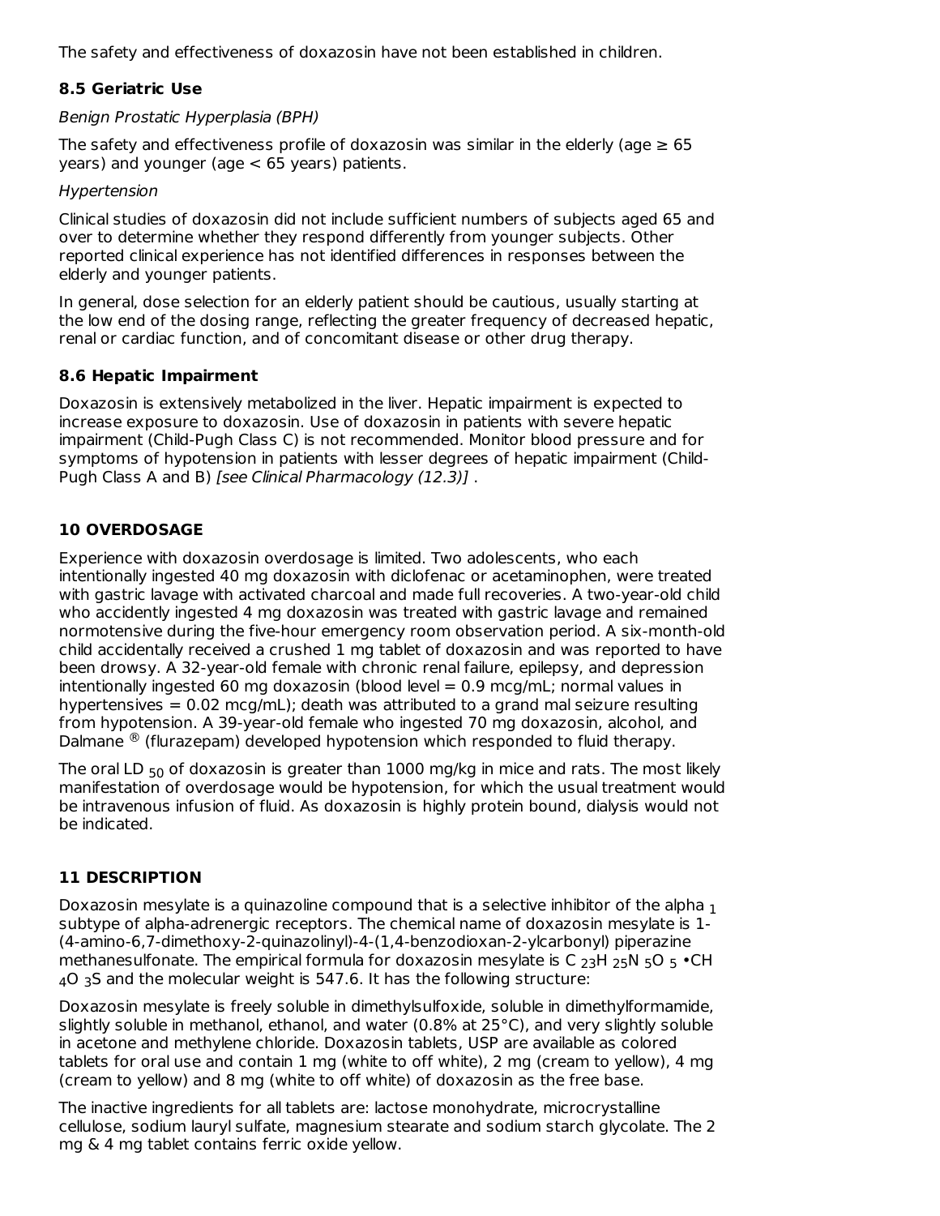The safety and effectiveness of doxazosin have not been established in children.

### 8.5 Geriatric Use

*Benign Prostatic Hyperplasia (BPH)*

The safety and effectiveness profile of doxazosin was similar in the elderly (age ≥ 65 years) and younger (age < 65 years) patients.

*Hypertension*

Clinical studies of doxazosin did not include sufficient numbers of subjects aged 65 and over to determine whether they respond differently from younger subjects. Other reported clinical experience has not identified differences in responses between the elderly and younger patients.

In general, dose selection for an elderly patient should be cautious, usually starting at the low end of the dosing range, reflecting the greater frequency of decreased hepatic, renal or cardiac function, and of concomitant disease or other drug therapy.

### 8.6 Hepatic Impairment

Doxazosin is extensively metabolized in the liver. Hepatic impairment is expected to increase exposure to doxazosin. Use of doxazosin in patients with severe hepatic impairment (Child-Pugh Class C) is not recommended. Monitor blood pressure and for symptoms of hypotension in patients with lesser degrees of hepatic impairment (Child-Pugh Class A and B) *[see Clinical Pharmacology (12.3)]* .

## 10 OVERDOSAGE

Experience with doxazosin overdosage is limited. Two adolescents, who each intentionally ingested 40 mg doxazosin with diclofenac or acetaminophen, were treated with gastric lavage with activated charcoal and made full recoveries. A two-year-old child who accidently ingested 4 mg doxazosin was treated with gastric lavage and remained normotensive during the five-hour emergency room observation period. A six-month-old child accidentally received a crushed 1 mg tablet of doxazosin and was reported to have been drowsy. A 32-year-old female with chronic renal failure, epilepsy, and depression intentionally ingested 60 mg doxazosin (blood level = 0.9 mcg/mL; normal values in hypertensives = 0.02 mcg/mL); death was attributed to a grand mal seizure resulting from hypotension. A 39-year-old female who ingested 70 mg doxazosin, alcohol, and Dalmane ® (flurazepam) developed hypotension which responded to fluid therapy.

The oral $LD_{50}$ of doxazosin is greater than 1000 mg/kg in mice and rats. The most likely manifestation of overdosage would be hypotension, for which the usual treatment would be intravenous infusion of fluid. As doxazosin is highly protein bound, dialysis would not be indicated.

## 11 DESCRIPTION

Doxazosin mesylate is a quinazoline compound that is a selective inhibitor of the $alpha_1$ subtype of alpha-adrenergic receptors. The chemical name of doxazosin mesylate is 1-(4-amino-6,7-dimethoxy-2-quinazolinyl)-4-(1,4-benzodioxan-2-ylcarbonyl) piperazine methanesulfonate. The empirical formula for doxazosin mesylate is $C_{23}H_{25}N_5O_5 \bullet CH_4O_3S$ and the molecular weight is 547.6. It has the following structure:

Doxazosin mesylate is freely soluble in dimethylsulfoxide, soluble in dimethylformamide, slightly soluble in methanol, ethanol, and water (0.8% at 25°C), and very slightly soluble in acetone and methylene chloride. Doxazosin tablets, USP are available as colored tablets for oral use and contain 1 mg (white to off white), 2 mg (cream to yellow), 4 mg (cream to yellow) and 8 mg (white to off white) of doxazosin as the free base.

The inactive ingredients for all tablets are: lactose monohydrate, microcrystalline cellulose, sodium lauryl sulfate, magnesium stearate and sodium starch glycolate. The 2 mg & 4 mg tablet contains ferric oxide yellow.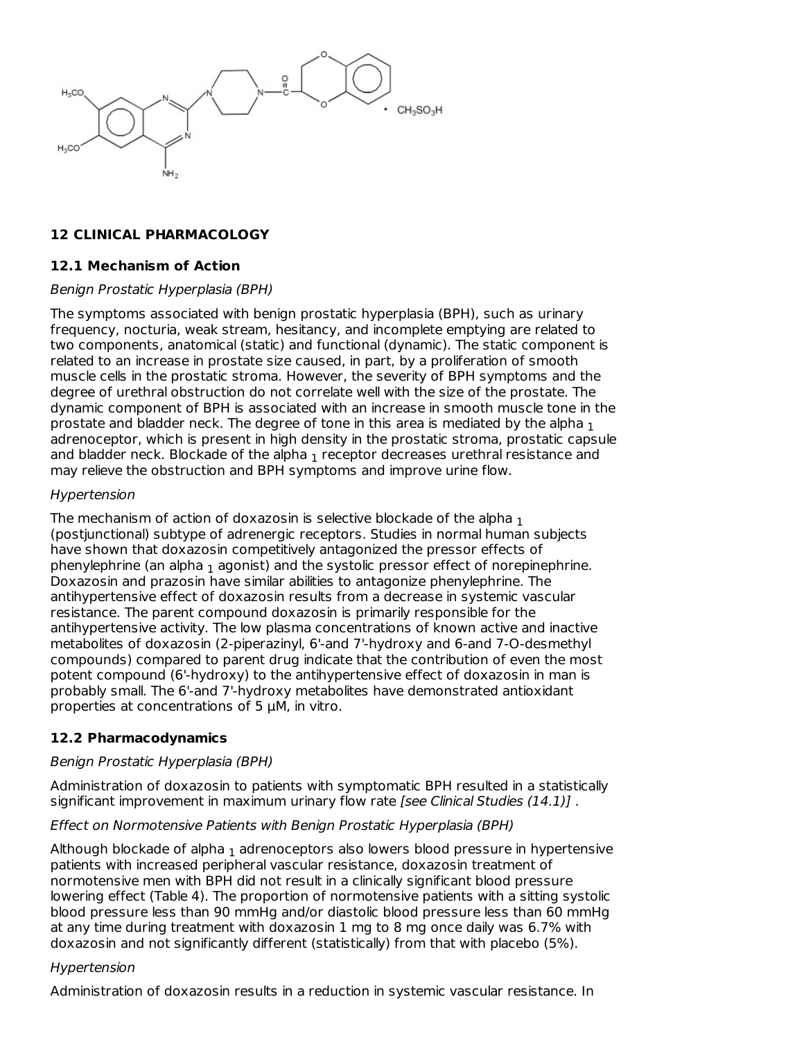## 12 CLINICAL PHARMACOLOGY

### 12.1 Mechanism of Action

*Benign Prostatic Hyperplasia (BPH)*

The symptoms associated with benign prostatic hyperplasia (BPH), such as urinary frequency, nocturia, weak stream, hesitancy, and incomplete emptying are related to two components, anatomical (static) and functional (dynamic). The static component is related to an increase in prostate size caused, in part, by a proliferation of smooth muscle cells in the prostatic stroma. However, the severity of BPH symptoms and the degree of urethral obstruction do not correlate well with the size of the prostate. The dynamic component of BPH is associated with an increase in smooth muscle tone in the prostate and bladder neck. The degree of tone in this area is mediated by the alpha $_1$ adrenoceptor, which is present in high density in the prostatic stroma, prostatic capsule and bladder neck. Blockade of the alpha $_1$ receptor decreases urethral resistance and may relieve the obstruction and BPH symptoms and improve urine flow.

*Hypertension*

The mechanism of action of doxazosin is selective blockade of the alpha $_1$ (postjunctional) subtype of adrenergic receptors. Studies in normal human subjects have shown that doxazosin competitively antagonized the pressor effects of phenylephrine (an alpha $_1$ agonist) and the systolic pressor effect of norepinephrine. Doxazosin and prazosin have similar abilities to antagonize phenylephrine. The antihypertensive effect of doxazosin results from a decrease in systemic vascular resistance. The parent compound doxazosin is primarily responsible for the antihypertensive activity. The low plasma concentrations of known active and inactive metabolites of doxazosin (2-piperazinyl, 6'-and 7'-hydroxy and 6-and 7-O-desmethyl compounds) compared to parent drug indicate that the contribution of even the most potent compound (6'-hydroxy) to the antihypertensive effect of doxazosin in man is probably small. The 6'-and 7'-hydroxy metabolites have demonstrated antioxidant properties at concentrations of 5 µM, in vitro.

### 12.2 Pharmacodynamics

*Benign Prostatic Hyperplasia (BPH)*

Administration of doxazosin to patients with symptomatic BPH resulted in a statistically significant improvement in maximum urinary flow rate *[see Clinical Studies (14.1)]* .

*Effect on Normotensive Patients with Benign Prostatic Hyperplasia (BPH)*

Although blockade of alpha $_1$ adrenoceptors also lowers blood pressure in hypertensive patients with increased peripheral vascular resistance, doxazosin treatment of normotensive men with BPH did not result in a clinically significant blood pressure lowering effect (Table 4). The proportion of normotensive patients with a sitting systolic blood pressure less than 90 mmHg and/or diastolic blood pressure less than 60 mmHg at any time during treatment with doxazosin 1 mg to 8 mg once daily was 6.7% with doxazosin and not significantly different (statistically) from that with placebo (5%).

*Hypertension*

Administration of doxazosin results in a reduction in systemic vascular resistance. In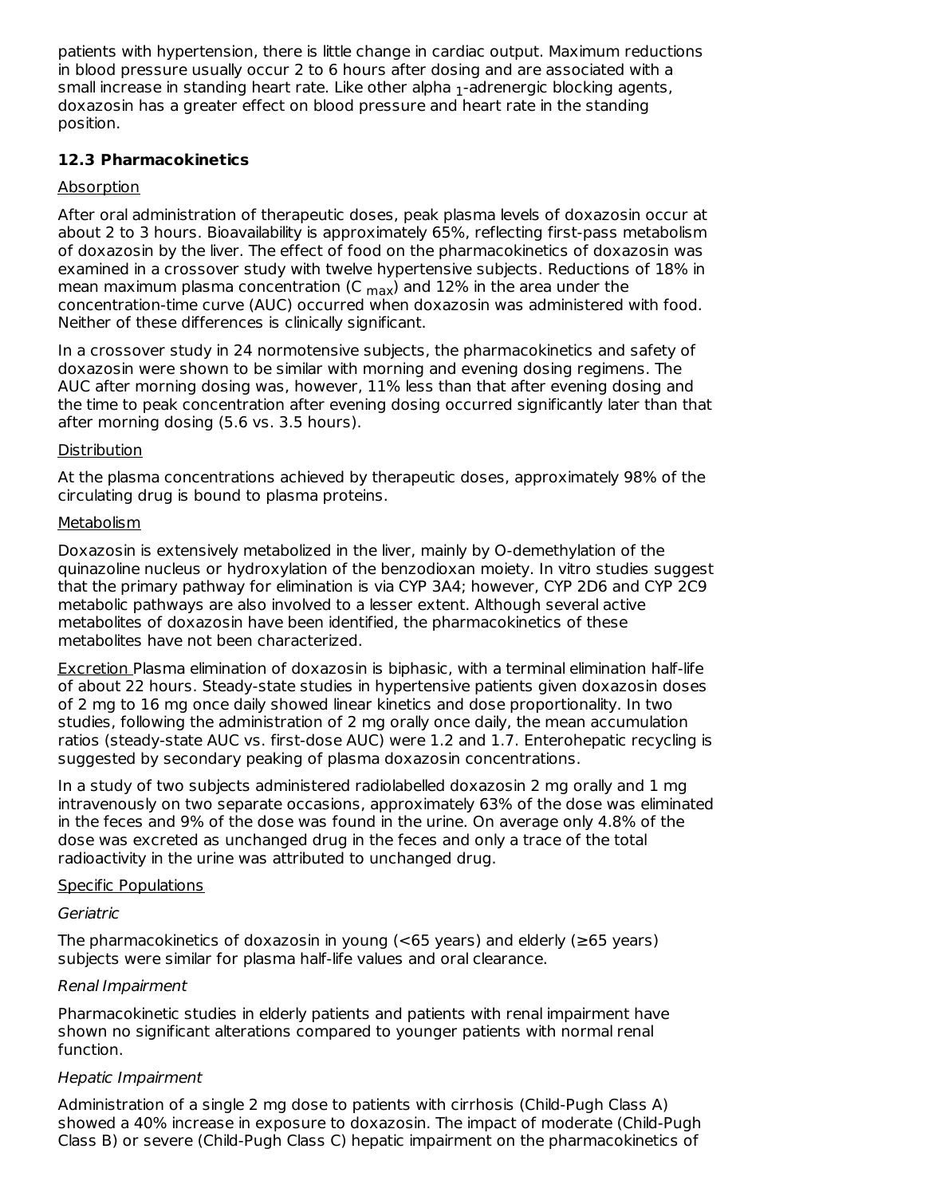patients with hypertension, there is little change in cardiac output. Maximum reductions in blood pressure usually occur 2 to 6 hours after dosing and are associated with a small increase in standing heart rate. Like other alpha $_1$-adrenergic blocking agents, doxazosin has a greater effect on blood pressure and heart rate in the standing position.

### 12.3 Pharmacokinetics

Absorption

After oral administration of therapeutic doses, peak plasma levels of doxazosin occur at about 2 to 3 hours. Bioavailability is approximately 65%, reflecting first-pass metabolism of doxazosin by the liver. The effect of food on the pharmacokinetics of doxazosin was examined in a crossover study with twelve hypertensive subjects. Reductions of 18% in mean maximum plasma concentration ($C_{max}$) and 12% in the area under the concentration-time curve (AUC) occurred when doxazosin was administered with food. Neither of these differences is clinically significant.

In a crossover study in 24 normotensive subjects, the pharmacokinetics and safety of doxazosin were shown to be similar with morning and evening dosing regimens. The AUC after morning dosing was, however, 11% less than that after evening dosing and the time to peak concentration after evening dosing occurred significantly later than that after morning dosing (5.6 vs. 3.5 hours).

Distribution

At the plasma concentrations achieved by therapeutic doses, approximately 98% of the circulating drug is bound to plasma proteins.

Metabolism

Doxazosin is extensively metabolized in the liver, mainly by O-demethylation of the quinazoline nucleus or hydroxylation of the benzodioxan moiety. In vitro studies suggest that the primary pathway for elimination is via CYP 3A4; however, CYP 2D6 and CYP 2C9 metabolic pathways are also involved to a lesser extent. Although several active metabolites of doxazosin have been identified, the pharmacokinetics of these metabolites have not been characterized.

Excretion Plasma elimination of doxazosin is biphasic, with a terminal elimination half-life of about 22 hours. Steady-state studies in hypertensive patients given doxazosin doses of 2 mg to 16 mg once daily showed linear kinetics and dose proportionality. In two studies, following the administration of 2 mg orally once daily, the mean accumulation ratios (steady-state AUC vs. first-dose AUC) were 1.2 and 1.7. Enterohepatic recycling is suggested by secondary peaking of plasma doxazosin concentrations.

In a study of two subjects administered radiolabelled doxazosin 2 mg orally and 1 mg intravenously on two separate occasions, approximately 63% of the dose was eliminated in the feces and 9% of the dose was found in the urine. On average only 4.8% of the dose was excreted as unchanged drug in the feces and only a trace of the total radioactivity in the urine was attributed to unchanged drug.

Specific Populations

*Geriatric*

The pharmacokinetics of doxazosin in young (<65 years) and elderly (≥65 years) subjects were similar for plasma half-life values and oral clearance.

*Renal Impairment*

Pharmacokinetic studies in elderly patients and patients with renal impairment have shown no significant alterations compared to younger patients with normal renal function.

*Hepatic Impairment*

Administration of a single 2 mg dose to patients with cirrhosis (Child-Pugh Class A) showed a 40% increase in exposure to doxazosin. The impact of moderate (Child-Pugh Class B) or severe (Child-Pugh Class C) hepatic impairment on the pharmacokinetics of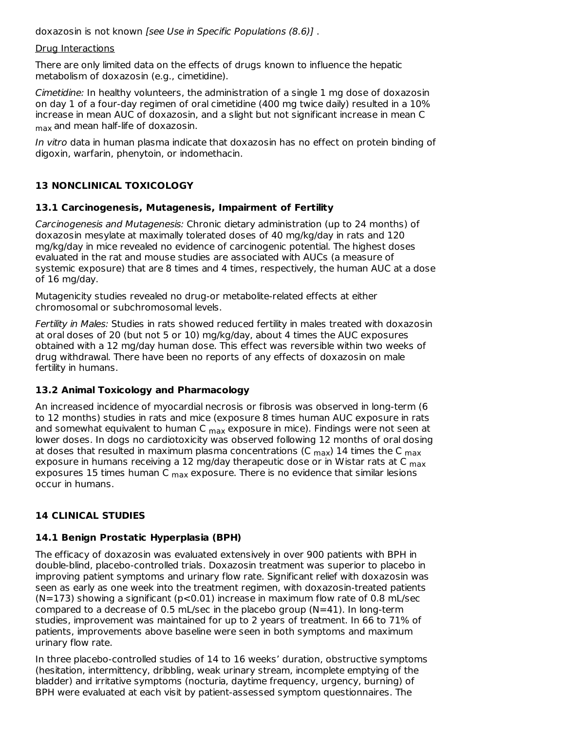doxazosin is not known *[see Use in Specific Populations (8.6)]* .

Drug Interactions

There are only limited data on the effects of drugs known to influence the hepatic metabolism of doxazosin (e.g., cimetidine).

*Cimetidine:* In healthy volunteers, the administration of a single 1 mg dose of doxazosin on day 1 of a four-day regimen of oral cimetidine (400 mg twice daily) resulted in a 10% increase in mean AUC of doxazosin, and a slight but not significant increase in mean $C_{max}$ and mean half-life of doxazosin.

*In vitro* data in human plasma indicate that doxazosin has no effect on protein binding of digoxin, warfarin, phenytoin, or indomethacin.

## 13 NONCLINICAL TOXICOLOGY

### 13.1 Carcinogenesis, Mutagenesis, Impairment of Fertility

*Carcinogenesis and Mutagenesis:* Chronic dietary administration (up to 24 months) of doxazosin mesylate at maximally tolerated doses of 40 mg/kg/day in rats and 120 mg/kg/day in mice revealed no evidence of carcinogenic potential. The highest doses evaluated in the rat and mouse studies are associated with AUCs (a measure of systemic exposure) that are 8 times and 4 times, respectively, the human AUC at a dose of 16 mg/day.

Mutagenicity studies revealed no drug-or metabolite-related effects at either chromosomal or subchromosomal levels.

*Fertility in Males:* Studies in rats showed reduced fertility in males treated with doxazosin at oral doses of 20 (but not 5 or 10) mg/kg/day, about 4 times the AUC exposures obtained with a 12 mg/day human dose. This effect was reversible within two weeks of drug withdrawal. There have been no reports of any effects of doxazosin on male fertility in humans.

### 13.2 Animal Toxicology and Pharmacology

An increased incidence of myocardial necrosis or fibrosis was observed in long-term (6 to 12 months) studies in rats and mice (exposure 8 times human AUC exposure in rats and somewhat equivalent to human $C_{max}$ exposure in mice). Findings were not seen at lower doses. In dogs no cardiotoxicity was observed following 12 months of oral dosing at doses that resulted in maximum plasma concentrations ($C_{max}$) 14 times the $C_{max}$ exposure in humans receiving a 12 mg/day therapeutic dose or in Wistar rats at $C_{max}$ exposures 15 times human $C_{max}$ exposure. There is no evidence that similar lesions occur in humans.

## 14 CLINICAL STUDIES

### 14.1 Benign Prostatic Hyperplasia (BPH)

The efficacy of doxazosin was evaluated extensively in over 900 patients with BPH in double-blind, placebo-controlled trials. Doxazosin treatment was superior to placebo in improving patient symptoms and urinary flow rate. Significant relief with doxazosin was seen as early as one week into the treatment regimen, with doxazosin-treated patients (N=173) showing a significant ($p<0.01$) increase in maximum flow rate of 0.8 mL/sec compared to a decrease of 0.5 mL/sec in the placebo group (N=41). In long-term studies, improvement was maintained for up to 2 years of treatment. In 66 to 71% of patients, improvements above baseline were seen in both symptoms and maximum urinary flow rate.

In three placebo-controlled studies of 14 to 16 weeks' duration, obstructive symptoms (hesitation, intermittency, dribbling, weak urinary stream, incomplete emptying of the bladder) and irritative symptoms (nocturia, daytime frequency, urgency, burning) of BPH were evaluated at each visit by patient-assessed symptom questionnaires. The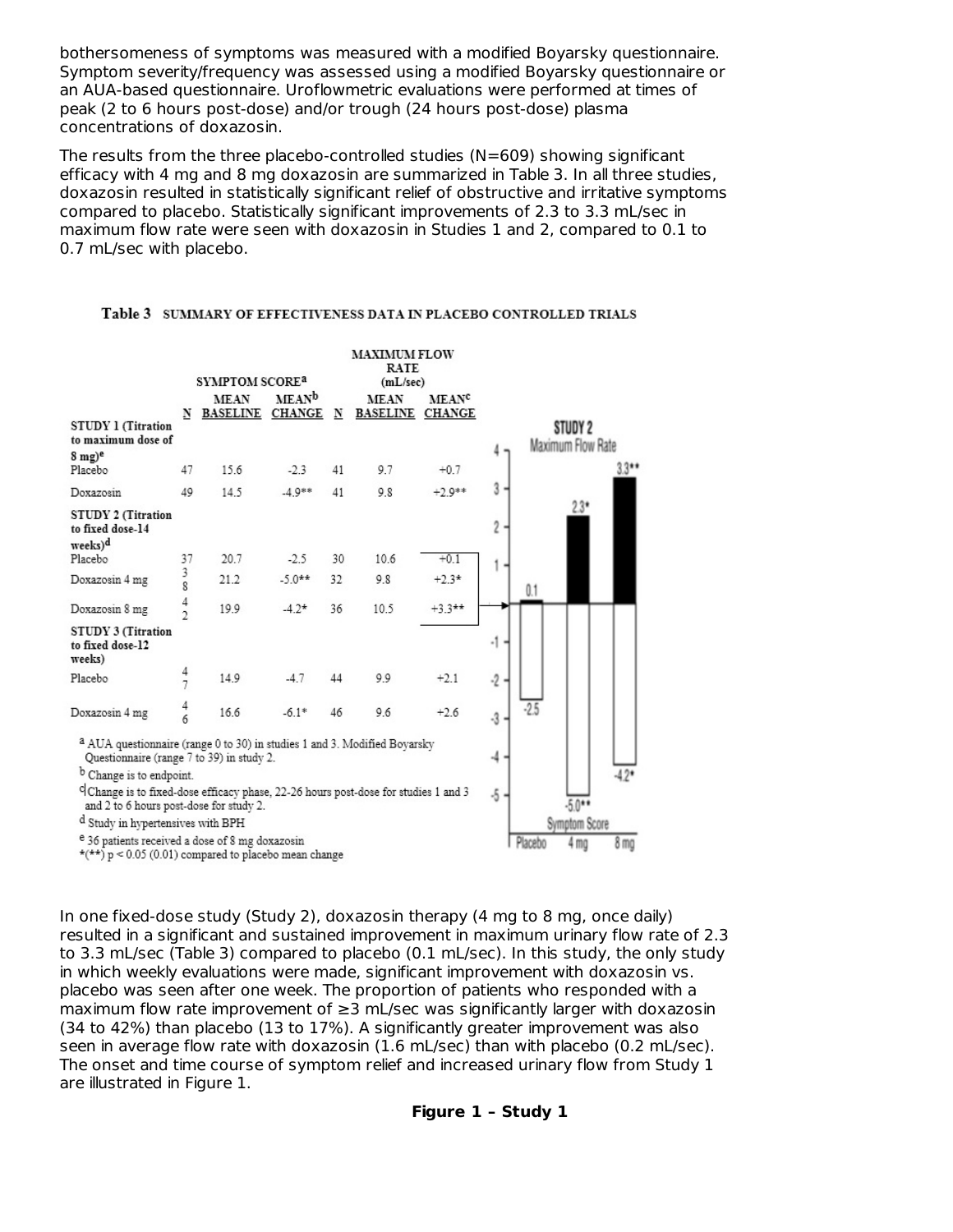bothersomeness of symptoms was measured with a modified Boyarsky questionnaire. Symptom severity/frequency was assessed using a modified Boyarsky questionnaire or an AUA-based questionnaire. Uroflowmetric evaluations were performed at times of peak (2 to 6 hours post-dose) and/or trough (24 hours post-dose) plasma concentrations of doxazosin.

The results from the three placebo-controlled studies (N=609) showing significant efficacy with 4 mg and 8 mg doxazosin are summarized in Table 3. In all three studies, doxazosin resulted in statistically significant relief of obstructive and irritative symptoms compared to placebo. Statistically significant improvements of 2.3 to 3.3 mL/sec in maximum flow rate were seen with doxazosin in Studies 1 and 2, compared to 0.1 to 0.7 mL/sec with placebo.

**Table 3 SUMMARY OF EFFECTIVENESS DATA IN PLACEBO CONTROLLED TRIALS**

| | SYMPTOM SCORE[a] | | | MAXIMUM FLOW RATE (mL/sec) | | |
|---|---|---|---|---|---|---|
| | N | MEAN BASELINE | MEAN[b] CHANGE | N | MEAN BASELINE | MEAN[c] CHANGE |
| **STUDY 1 (Titration to maximum dose of 8 mg)[e]** | | | | | | |
| Placebo | 47 | 15.6 | -2.3 | 41 | 9.7 | +0.7 |
| Doxazosin | 49 | 14.5 | -4.9** | 41 | 9.8 | +2.9** |
| **STUDY 2 (Titration to fixed dose-14 weeks)[d]** | | | | | | |
| Placebo | 37 | 20.7 | -2.5 | 30 | 10.6 | +0.1 |
| Doxazosin 4 mg | 38 | 21.2 | -5.0** | 32 | 9.8 | +2.3* |
| Doxazosin 8 mg | 42 | 19.9 | -4.2* | 36 | 10.5 | +3.3** |
| **STUDY 3 (Titration to fixed dose-12 weeks)** | | | | | | |
| Placebo | 47 | 14.9 | -4.7 | 44 | 9.9 | +2.1 |
| Doxazosin 4 mg | 46 | 16.6 | -6.1* | 46 | 9.6 | +2.6 |

[a] AUA questionnaire (range 0 to 30) in studies 1 and 3. Modified Boyarsky Questionnaire (range 7 to 39) in study 2.

[b] Change is to endpoint.

[c] Change is to fixed-dose efficacy phase, 22-26 hours post-dose for studies 1 and 3 and 2 to 6 hours post-dose for study 2.

[d] Study in hypertensives with BPH

[e] 36 patients received a dose of 8 mg doxazosin

*(**) $p < 0.05$ (0.01) compared to placebo mean change

STUDY 2 Maximum Flow Rate / Symptom Score: Placebo 0.1 / -2.5; 4 mg 2.3* / -5.0**; 8 mg 3.3** / -4.2*

In one fixed-dose study (Study 2), doxazosin therapy (4 mg to 8 mg, once daily) resulted in a significant and sustained improvement in maximum urinary flow rate of 2.3 to 3.3 mL/sec (Table 3) compared to placebo (0.1 mL/sec). In this study, the only study in which weekly evaluations were made, significant improvement with doxazosin vs. placebo was seen after one week. The proportion of patients who responded with a maximum flow rate improvement of ≥3 mL/sec was significantly larger with doxazosin (34 to 42%) than placebo (13 to 17%). A significantly greater improvement was also seen in average flow rate with doxazosin (1.6 mL/sec) than with placebo (0.2 mL/sec). The onset and time course of symptom relief and increased urinary flow from Study 1 are illustrated in Figure 1.

**Figure 1 – Study 1**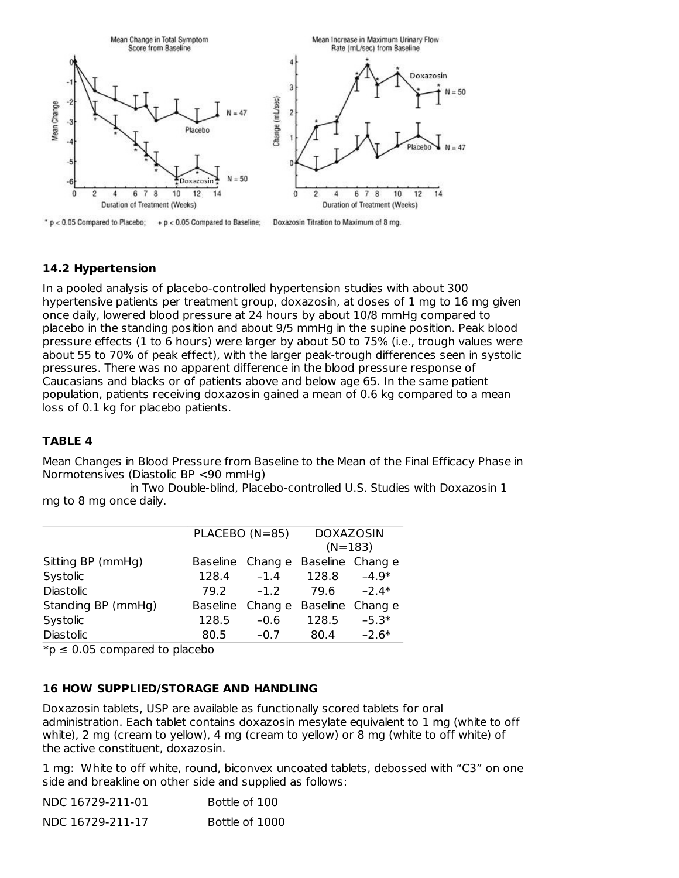\* p < 0.05 Compared to Placebo; + p < 0.05 Compared to Baseline; Doxazosin Titration to Maximum of 8 mg.

### 14.2 Hypertension

In a pooled analysis of placebo-controlled hypertension studies with about 300 hypertensive patients per treatment group, doxazosin, at doses of 1 mg to 16 mg given once daily, lowered blood pressure at 24 hours by about 10/8 mmHg compared to placebo in the standing position and about 9/5 mmHg in the supine position. Peak blood pressure effects (1 to 6 hours) were larger by about 50 to 75% (i.e., trough values were about 55 to 70% of peak effect), with the larger peak-trough differences seen in systolic pressures. There was no apparent difference in the blood pressure response of Caucasians and blacks or of patients above and below age 65. In the same patient population, patients receiving doxazosin gained a mean of 0.6 kg compared to a mean loss of 0.1 kg for placebo patients.

**TABLE 4**

Mean Changes in Blood Pressure from Baseline to the Mean of the Final Efficacy Phase in Normotensives (Diastolic BP <90 mmHg) in Two Double-blind, Placebo-controlled U.S. Studies with Doxazosin 1 mg to 8 mg once daily.

| | PLACEBO (N=85) | | DOXAZOSIN (N=183) | |
|---|---|---|---|---|
| Sitting BP (mmHg) | Baseline | Change | Baseline | Change |
| Systolic | 128.4 | –1.4 | 128.8 | –4.9* |
| Diastolic | 79.2 | –1.2 | 79.6 | –2.4* |
| Standing BP (mmHg) | Baseline | Change | Baseline | Change |
| Systolic | 128.5 | –0.6 | 128.5 | –5.3* |
| Diastolic | 80.5 | –0.7 | 80.4 | –2.6* |

*p ≤ 0.05 compared to placebo

## 16 HOW SUPPLIED/STORAGE AND HANDLING

Doxazosin tablets, USP are available as functionally scored tablets for oral administration. Each tablet contains doxazosin mesylate equivalent to 1 mg (white to off white), 2 mg (cream to yellow), 4 mg (cream to yellow) or 8 mg (white to off white) of the active constituent, doxazosin.

1 mg: White to off white, round, biconvex uncoated tablets, debossed with "C3" on one side and breakline on other side and supplied as follows:

| | |
|---|---|
| NDC 16729-211-01 | Bottle of 100 |
| NDC 16729-211-17 | Bottle of 1000 |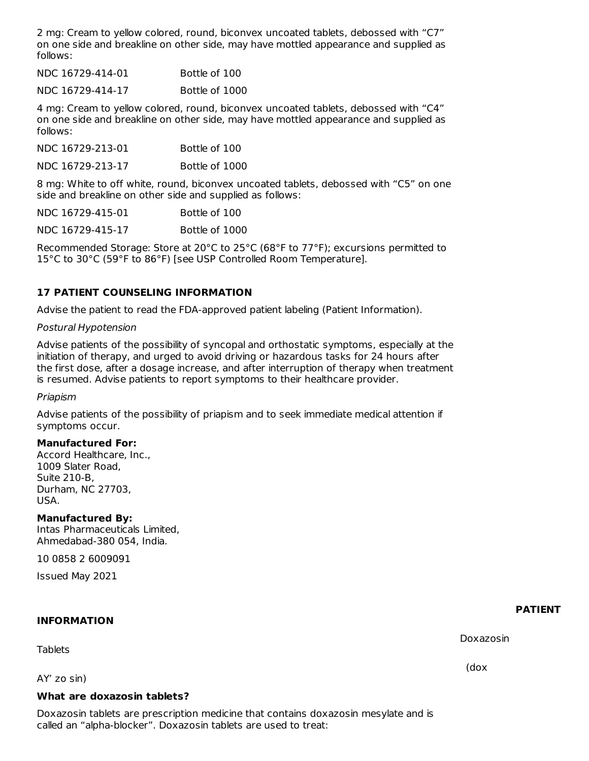2 mg: Cream to yellow colored, round, biconvex uncoated tablets, debossed with "C7" on one side and breakline on other side, may have mottled appearance and supplied as follows:

| | |
|---|---|
| NDC 16729-414-01 | Bottle of 100 |
| NDC 16729-414-17 | Bottle of 1000 |

4 mg: Cream to yellow colored, round, biconvex uncoated tablets, debossed with "C4" on one side and breakline on other side, may have mottled appearance and supplied as follows:

| | |
|---|---|
| NDC 16729-213-01 | Bottle of 100 |
| NDC 16729-213-17 | Bottle of 1000 |

8 mg: White to off white, round, biconvex uncoated tablets, debossed with "C5" on one side and breakline on other side and supplied as follows:

| | |
|---|---|
| NDC 16729-415-01 | Bottle of 100 |
| NDC 16729-415-17 | Bottle of 1000 |

Recommended Storage: Store at 20°C to 25°C (68°F to 77°F); excursions permitted to 15°C to 30°C (59°F to 86°F) [see USP Controlled Room Temperature].

## 17 PATIENT COUNSELING INFORMATION

Advise the patient to read the FDA-approved patient labeling (Patient Information).

*Postural Hypotension*

Advise patients of the possibility of syncopal and orthostatic symptoms, especially at the initiation of therapy, and urged to avoid driving or hazardous tasks for 24 hours after the first dose, after a dosage increase, and after interruption of therapy when treatment is resumed. Advise patients to report symptoms to their healthcare provider.

*Priapism*

Advise patients of the possibility of priapism and to seek immediate medical attention if symptoms occur.

**Manufactured For:**
Accord Healthcare, Inc.,
1009 Slater Road,
Suite 210-B,
Durham, NC 27703,
USA.

**Manufactured By:**
Intas Pharmaceuticals Limited,
Ahmedabad-380 054, India.

10 0858 2 6009091

Issued May 2021

## PATIENT INFORMATION

Doxazosin Tablets

(dox AY' zo sin)

**What are doxazosin tablets?**

Doxazosin tablets are prescription medicine that contains doxazosin mesylate and is called an "alpha-blocker". Doxazosin tablets are used to treat: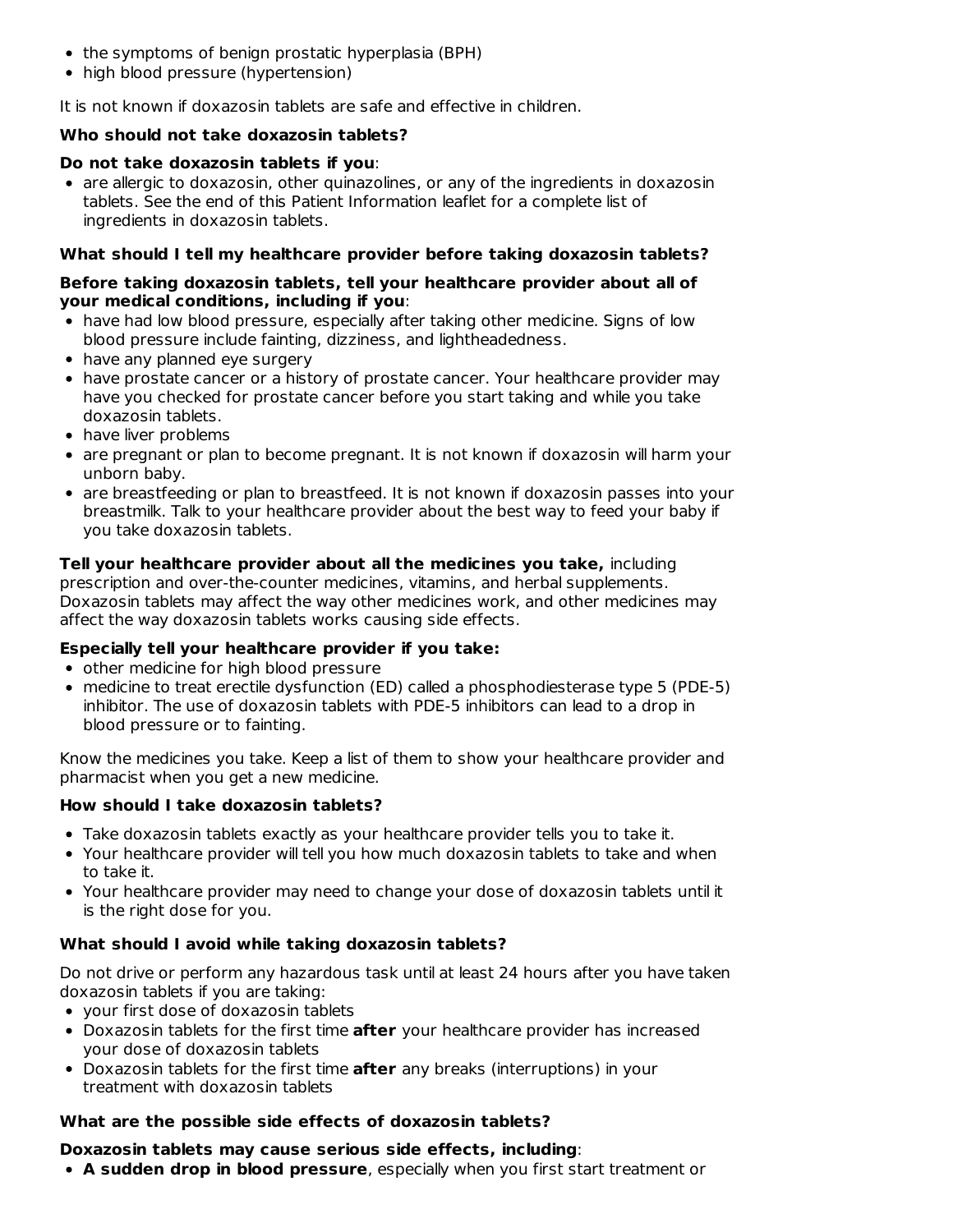- the symptoms of benign prostatic hyperplasia (BPH)
- high blood pressure (hypertension)

It is not known if doxazosin tablets are safe and effective in children.

**Who should not take doxazosin tablets?**

**Do not take doxazosin tablets if you**:

- are allergic to doxazosin, other quinazolines, or any of the ingredients in doxazosin tablets. See the end of this Patient Information leaflet for a complete list of ingredients in doxazosin tablets.

**What should I tell my healthcare provider before taking doxazosin tablets?**

**Before taking doxazosin tablets, tell your healthcare provider about all of your medical conditions, including if you**:

- have had low blood pressure, especially after taking other medicine. Signs of low blood pressure include fainting, dizziness, and lightheadedness.
- have any planned eye surgery
- have prostate cancer or a history of prostate cancer. Your healthcare provider may have you checked for prostate cancer before you start taking and while you take doxazosin tablets.
- have liver problems
- are pregnant or plan to become pregnant. It is not known if doxazosin will harm your unborn baby.
- are breastfeeding or plan to breastfeed. It is not known if doxazosin passes into your breastmilk. Talk to your healthcare provider about the best way to feed your baby if you take doxazosin tablets.

**Tell your healthcare provider about all the medicines you take,** including prescription and over-the-counter medicines, vitamins, and herbal supplements. Doxazosin tablets may affect the way other medicines work, and other medicines may affect the way doxazosin tablets works causing side effects.

**Especially tell your healthcare provider if you take:**

- other medicine for high blood pressure
- medicine to treat erectile dysfunction (ED) called a phosphodiesterase type 5 (PDE-5) inhibitor. The use of doxazosin tablets with PDE-5 inhibitors can lead to a drop in blood pressure or to fainting.

Know the medicines you take. Keep a list of them to show your healthcare provider and pharmacist when you get a new medicine.

**How should I take doxazosin tablets?**

- Take doxazosin tablets exactly as your healthcare provider tells you to take it.
- Your healthcare provider will tell you how much doxazosin tablets to take and when to take it.
- Your healthcare provider may need to change your dose of doxazosin tablets until it is the right dose for you.

**What should I avoid while taking doxazosin tablets?**

Do not drive or perform any hazardous task until at least 24 hours after you have taken doxazosin tablets if you are taking:

- your first dose of doxazosin tablets
- Doxazosin tablets for the first time **after** your healthcare provider has increased your dose of doxazosin tablets
- Doxazosin tablets for the first time **after** any breaks (interruptions) in your treatment with doxazosin tablets

**What are the possible side effects of doxazosin tablets?**

**Doxazosin tablets may cause serious side effects, including**:

- **A sudden drop in blood pressure**, especially when you first start treatment or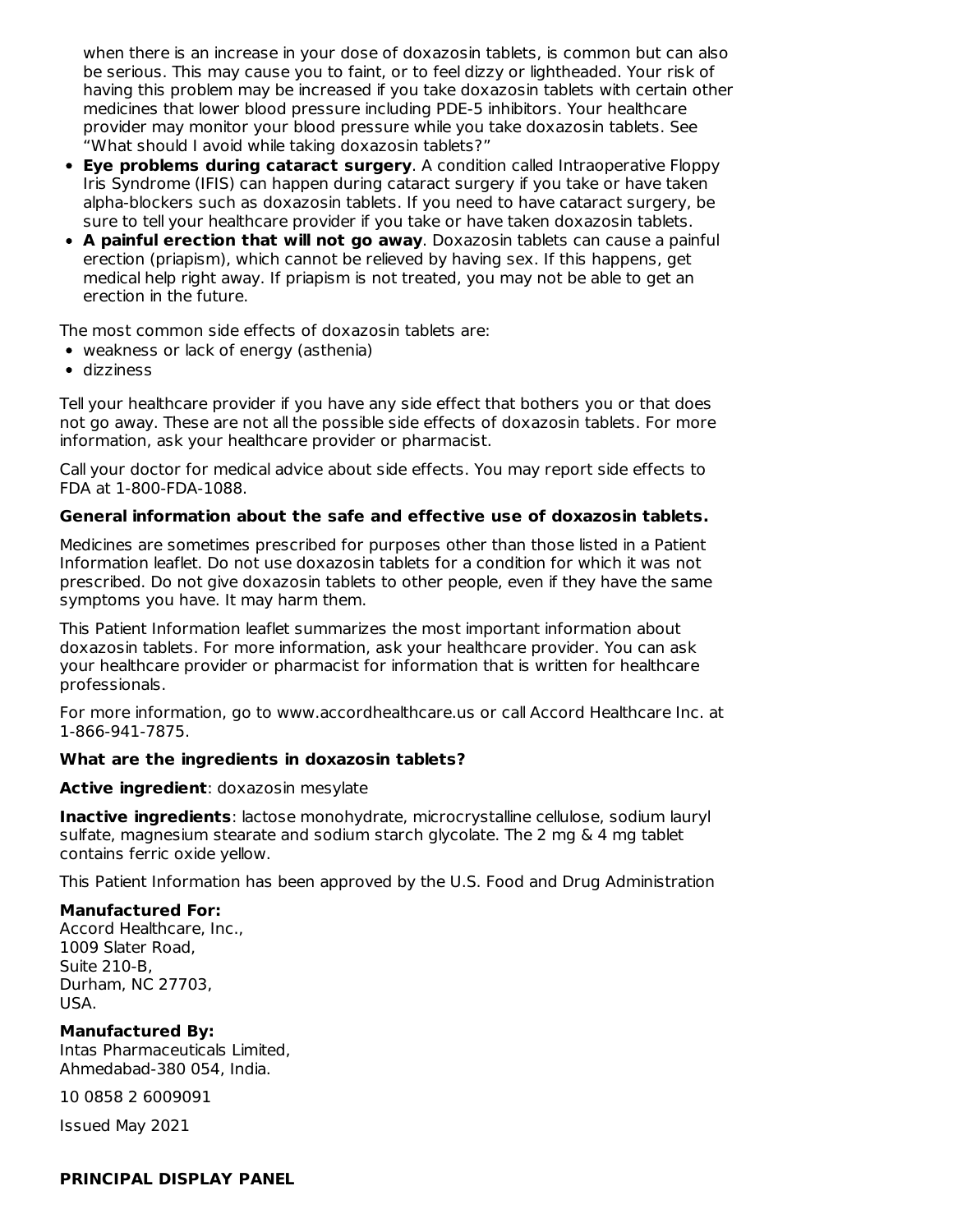when there is an increase in your dose of doxazosin tablets, is common but can also be serious. This may cause you to faint, or to feel dizzy or lightheaded. Your risk of having this problem may be increased if you take doxazosin tablets with certain other medicines that lower blood pressure including PDE-5 inhibitors. Your healthcare provider may monitor your blood pressure while you take doxazosin tablets. See "What should I avoid while taking doxazosin tablets?"

- **Eye problems during cataract surgery**. A condition called Intraoperative Floppy Iris Syndrome (IFIS) can happen during cataract surgery if you take or have taken alpha-blockers such as doxazosin tablets. If you need to have cataract surgery, be sure to tell your healthcare provider if you take or have taken doxazosin tablets.
- **A painful erection that will not go away**. Doxazosin tablets can cause a painful erection (priapism), which cannot be relieved by having sex. If this happens, get medical help right away. If priapism is not treated, you may not be able to get an erection in the future.

The most common side effects of doxazosin tablets are:

- weakness or lack of energy (asthenia)
- dizziness

Tell your healthcare provider if you have any side effect that bothers you or that does not go away. These are not all the possible side effects of doxazosin tablets. For more information, ask your healthcare provider or pharmacist.

Call your doctor for medical advice about side effects. You may report side effects to FDA at 1-800-FDA-1088.

**General information about the safe and effective use of doxazosin tablets.**

Medicines are sometimes prescribed for purposes other than those listed in a Patient Information leaflet. Do not use doxazosin tablets for a condition for which it was not prescribed. Do not give doxazosin tablets to other people, even if they have the same symptoms you have. It may harm them.

This Patient Information leaflet summarizes the most important information about doxazosin tablets. For more information, ask your healthcare provider. You can ask your healthcare provider or pharmacist for information that is written for healthcare professionals.

For more information, go to www.accordhealthcare.us or call Accord Healthcare Inc. at 1-866-941-7875.

**What are the ingredients in doxazosin tablets?**

**Active ingredient**: doxazosin mesylate

**Inactive ingredients**: lactose monohydrate, microcrystalline cellulose, sodium lauryl sulfate, magnesium stearate and sodium starch glycolate. The 2 mg & 4 mg tablet contains ferric oxide yellow.

This Patient Information has been approved by the U.S. Food and Drug Administration

**Manufactured For:**
Accord Healthcare, Inc.,
1009 Slater Road,
Suite 210-B,
Durham, NC 27703,
USA.

**Manufactured By:**
Intas Pharmaceuticals Limited,
Ahmedabad-380 054, India.

10 0858 2 6009091

Issued May 2021

**PRINCIPAL DISPLAY PANEL**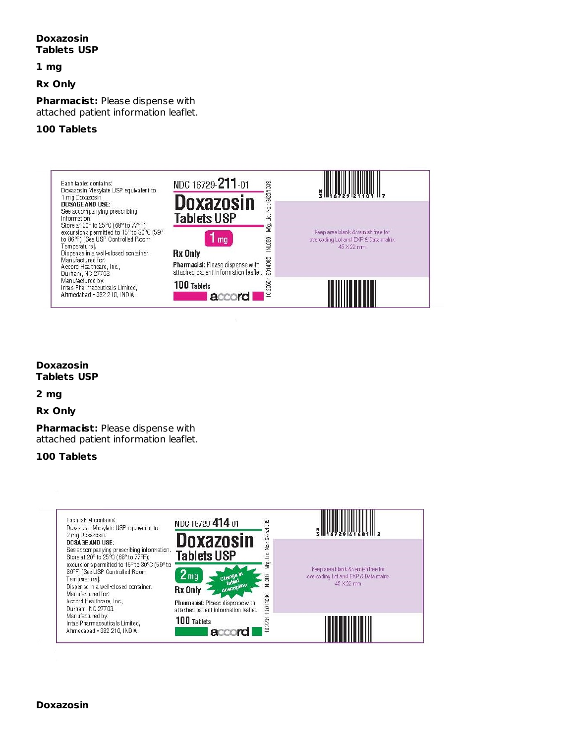**Doxazosin Tablets USP**

**1 mg**

**Rx Only**

**Pharmacist:** Please dispense with attached patient information leaflet.

**100 Tablets**

Each tablet contains:
Doxazosin Mesylate USP equivalent to 1 mg Doxazosin.
**DOSAGE AND USE:**
See accompanying prescribing information.
Store at 20° to 25°C (68° to 77°F); excursions permitted to 15° to 30°C (59° to 86°F) [See USP Controlled Room Temperature].
Dispense in a well-closed container.
Manufactured for:
Accord Healthcare, Inc.,
Durham, NC 27703.
Manufactured by:
Intas Pharmaceuticals Limited,
Ahmedabad - 382 210, INDIA.

NDC 16729-211-01
**Doxazosin Tablets USP**
1 mg
**Rx Only**
**Pharmacist:** Please dispense with attached patient information leaflet.
100 Tablets
accord

Mfg. Lic. No.: G/25/1339
INL083
10 2060 1 6014085

Keep area blank & varnish free for overcoding Lot and EXP & Data matrix 45 X 22 mm

**Doxazosin Tablets USP**

**2 mg**

**Rx Only**

**Pharmacist:** Please dispense with attached patient information leaflet.

**100 Tablets**

Each tablet contains:
Doxazosin Mesylate USP equivalent to 2 mg Doxazosin.
**DOSAGE AND USE:**
See accompanying prescribing information.
Store at 20° to 25°C (68° to 77°F); excursions permitted to 15° to 30°C (59° to 86°F) [See USP Controlled Room Temperature].
Dispense in a well-closed container.
Manufactured for:
Accord Healthcare, Inc.,
Durham, NC 27703.
Manufactured by:
Intas Pharmaceuticals Limited,
Ahmedabad - 382 210, INDIA.

NDC 16729-414-01
**Doxazosin Tablets USP**
2 mg
Change in tablet description
**Rx Only**
**Pharmacist:** Please dispense with attached patient information leaflet.
100 Tablets
accord

Mfg. Lic. No.: G/25/1339
INL086
10 2231 1 6014086

Keep area blank & varnish free for overcoding Lot and EXP & Data matrix 45 X 22 mm

**Doxazosin**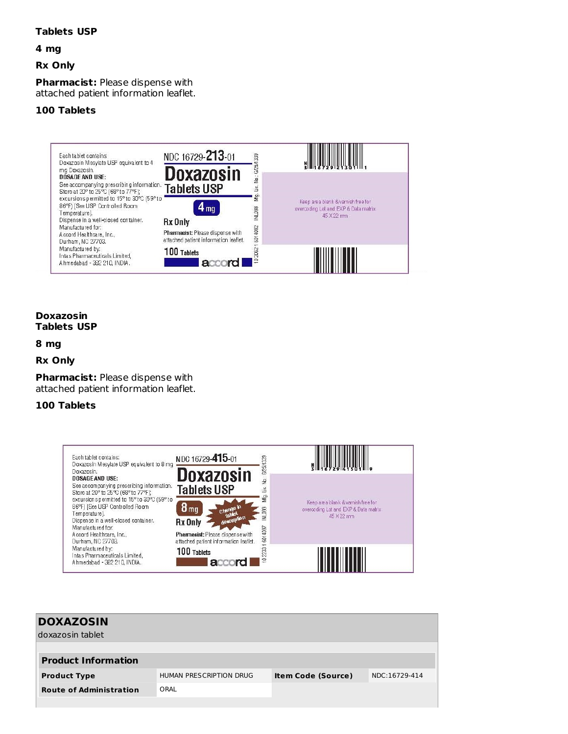**Tables USP**

**4 mg**

**Rx Only**

**Pharmacist:** Please dispense with attached patient information leaflet.

**100 Tablets**

Each tablet contains: Doxazosin Mesylate USP equivalent to 4 mg Doxazosin.
**DOSAGE AND USE:**
See accompanying prescribing information.
Store at 20° to 25°C (68° to 77°F); excursions permitted to 15° to 30°C (59° to 86°F) [See USP Controlled Room Temperature].
Dispense in a well-closed container.
Manufactured for:
Accord Healthcare, Inc.,
Durham, NC 27703.
Manufactured by:
Intas Pharmaceuticals Limited,
Ahmedabad - 382 210, INDIA.

NDC 16729-213-01

**Doxazosin Tablets USP**

4 mg

Rx Only

**Pharmacist:** Please dispense with attached patient information leaflet.

100 Tablets

accord

10 2062 1 6014082 INL088 Mfg. Lic. No.: G/25/1339

Keep area blank & varnish free for overcoding Lot and EXP & Data matrix 45 X 22 mm

**Doxazosin**
**Tablets USP**

**8 mg**

**Rx Only**

**Pharmacist:** Please dispense with attached patient information leaflet.

**100 Tablets**

Each tablet contains: Doxazosin Mesylate USP equivalent to 8 mg Doxazosin.
**DOSAGE AND USE:**
See accompanying prescribing information.
Store at 20° to 25°C (68° to 77°F); excursions permitted to 15° to 30°C (59° to 86°F) [See USP Controlled Room Temperature].
Dispense in a well-closed container.
Manufactured for:
Accord Healthcare, Inc.,
Durham, NC 27703.
Manufactured by:
Intas Pharmaceuticals Limited,
Ahmedabad - 382 210, INDIA.

NDC 16729-415-01

**Doxazosin Tablets USP**

8 mg

Change in tablet description

Rx Only

**Pharmacist:** Please dispense with attached patient information leaflet.

100 Tablets

accord

10 2233 1 6014097 INL088 Mfg. Lic. No.: G/25/1339

Keep area blank & varnish free for overcoding Lot and EXP & Data matrix 45 X 22 mm

| **DOXAZOSIN** | | | |
|---|---|---|---|
| doxazosin tablet | | | |
| **Product Information** | | | |
| **Product Type** | HUMAN PRESCRIPTION DRUG | **Item Code (Source)** | NDC:16729-414 |
| **Route of Administration** | ORAL | | |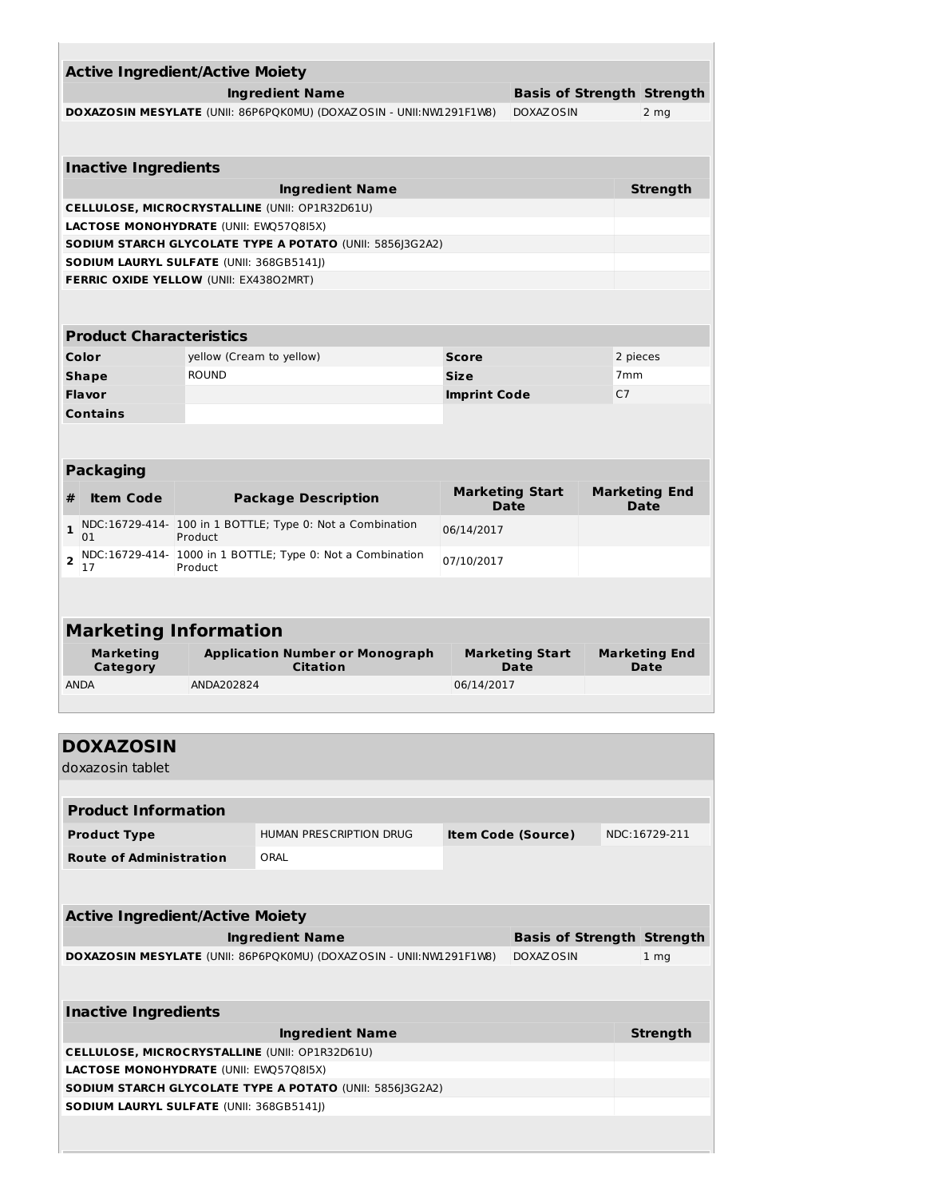| Active Ingredient/Active Moiety | | |
|---|---|---|
| **Ingredient Name** | **Basis of Strength** | **Strength** |
| **DOXAZOSIN MESYLATE** (UNII: 86P6PQK0MU) (DOXAZOSIN - UNII:NW1291F1W8) | DOXAZOSIN | 2 mg |

| Inactive Ingredients | |
|---|---|
| **Ingredient Name** | **Strength** |
| **CELLULOSE, MICROCRYSTALLINE** (UNII: OP1R32D61U) | |
| **LACTOSE MONOHYDRATE** (UNII: EWQ57Q8I5X) | |
| **SODIUM STARCH GLYCOLATE TYPE A POTATO** (UNII: 5856J3G2A2) | |
| **SODIUM LAURYL SULFATE** (UNII: 368GB5141J) | |
| **FERRIC OXIDE YELLOW** (UNII: EX438O2MRT) | |

| Product Characteristics | | | |
|---|---|---|---|
| **Color** | yellow (Cream to yellow) | **Score** | 2 pieces |
| **Shape** | ROUND | **Size** | 7mm |
| **Flavor** | | **Imprint Code** | C7 |
| **Contains** | | | |

| Packaging | | | | |
|---|---|---|---|---|
| **#** | **Item Code** | **Package Description** | **Marketing Start Date** | **Marketing End Date** |
| 1 | NDC:16729-414-01 | 100 in 1 BOTTLE; Type 0: Not a Combination Product | 06/14/2017 | |
| 2 | NDC:16729-414-17 | 1000 in 1 BOTTLE; Type 0: Not a Combination Product | 07/10/2017 | |

| Marketing Information | | | |
|---|---|---|---|
| **Marketing Category** | **Application Number or Monograph Citation** | **Marketing Start Date** | **Marketing End Date** |
| ANDA | ANDA202824 | 06/14/2017 | |

## DOXAZOSIN

doxazosin tablet

| Product Information | | | |
|---|---|---|---|
| **Product Type** | HUMAN PRESCRIPTION DRUG | **Item Code (Source)** | NDC:16729-211 |
| **Route of Administration** | ORAL | | |

| Active Ingredient/Active Moiety | | |
|---|---|---|
| **Ingredient Name** | **Basis of Strength** | **Strength** |
| **DOXAZOSIN MESYLATE** (UNII: 86P6PQK0MU) (DOXAZOSIN - UNII:NW1291F1W8) | DOXAZOSIN | 1 mg |

| Inactive Ingredients | |
|---|---|
| **Ingredient Name** | **Strength** |
| **CELLULOSE, MICROCRYSTALLINE** (UNII: OP1R32D61U) | |
| **LACTOSE MONOHYDRATE** (UNII: EWQ57Q8I5X) | |
| **SODIUM STARCH GLYCOLATE TYPE A POTATO** (UNII: 5856J3G2A2) | |
| **SODIUM LAURYL SULFATE** (UNII: 368GB5141J) | |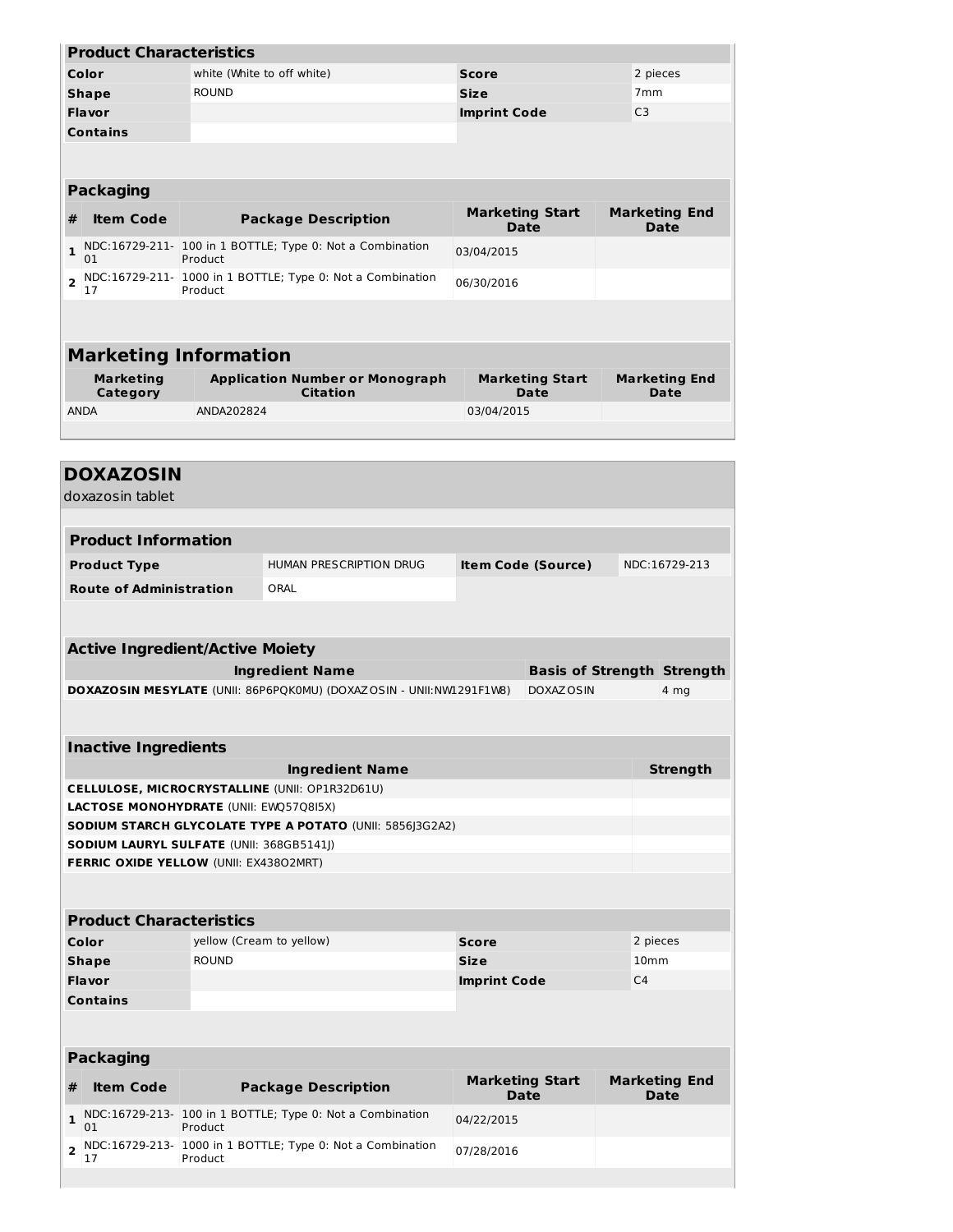| Product Characteristics | | | |
|---|---|---|---|
| **Color** | white (White to off white) | **Score** | 2 pieces |
| **Shape** | ROUND | **Size** | 7mm |
| **Flavor** | | **Imprint Code** | C3 |
| **Contains** | | | |

| Packaging | | | | |
|---|---|---|---|---|
| **#** | **Item Code** | **Package Description** | **Marketing Start Date** | **Marketing End Date** |
| 1 | NDC:16729-211-01 | 100 in 1 BOTTLE; Type 0: Not a Combination Product | 03/04/2015 | |
| 2 | NDC:16729-211-17 | 1000 in 1 BOTTLE; Type 0: Not a Combination Product | 06/30/2016 | |

| Marketing Information | | | |
|---|---|---|---|
| **Marketing Category** | **Application Number or Monograph Citation** | **Marketing Start Date** | **Marketing End Date** |
| ANDA | ANDA202824 | 03/04/2015 | |

## DOXAZOSIN

doxazosin tablet

| Product Information | | | |
|---|---|---|---|
| **Product Type** | HUMAN PRESCRIPTION DRUG | **Item Code (Source)** | NDC:16729-213 |
| **Route of Administration** | ORAL | | |

| Active Ingredient/Active Moiety | | |
|---|---|---|
| **Ingredient Name** | **Basis of Strength** | **Strength** |
| **DOXAZOSIN MESYLATE** (UNII: 86P6PQK0MU) (DOXAZOSIN - UNII:NW1291F1W8) | DOXAZOSIN | 4 mg |

| Inactive Ingredients | |
|---|---|
| **Ingredient Name** | **Strength** |
| **CELLULOSE, MICROCRYSTALLINE** (UNII: OP1R32D61U) | |
| **LACTOSE MONOHYDRATE** (UNII: EWQ57Q8I5X) | |
| **SODIUM STARCH GLYCOLATE TYPE A POTATO** (UNII: 5856J3G2A2) | |
| **SODIUM LAURYL SULFATE** (UNII: 368GB5141J) | |
| **FERRIC OXIDE YELLOW** (UNII: EX438O2MRT) | |

| Product Characteristics | | | |
|---|---|---|---|
| **Color** | yellow (Cream to yellow) | **Score** | 2 pieces |
| **Shape** | ROUND | **Size** | 10mm |
| **Flavor** | | **Imprint Code** | C4 |
| **Contains** | | | |

| Packaging | | | | |
|---|---|---|---|---|
| **#** | **Item Code** | **Package Description** | **Marketing Start Date** | **Marketing End Date** |
| 1 | NDC:16729-213-01 | 100 in 1 BOTTLE; Type 0: Not a Combination Product | 04/22/2015 | |
| 2 | NDC:16729-213-17 | 1000 in 1 BOTTLE; Type 0: Not a Combination Product | 07/28/2016 | |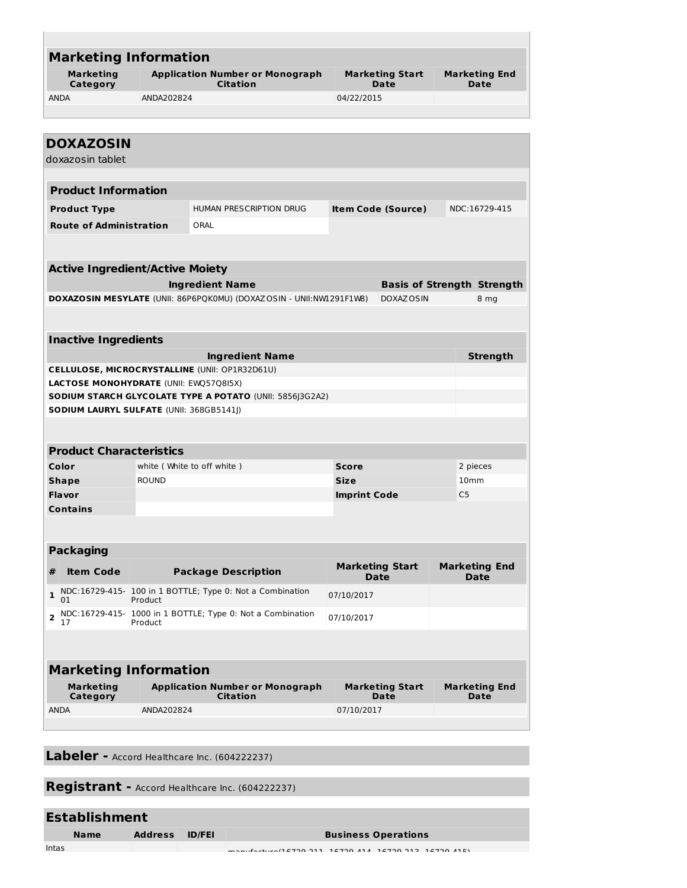## Marketing Information

| Marketing Category | Application Number or Monograph Citation | Marketing Start Date | Marketing End Date |
|---|---|---|---|
| ANDA | ANDA202824 | 04/22/2015 | |

# DOXAZOSIN

doxazosin tablet

## Product Information

| | | | |
|---|---|---|---|
| **Product Type** | HUMAN PRESCRIPTION DRUG | **Item Code (Source)** | NDC:16729-415 |
| **Route of Administration** | ORAL | | |

## Active Ingredient/Active Moiety

| Ingredient Name | Basis of Strength | Strength |
|---|---|---|
| **DOXAZOSIN MESYLATE** (UNII: 86P6PQK0MU) (DOXAZOSIN - UNII:NW1291F1W8) | DOXAZOSIN | 8 mg |

## Inactive Ingredients

| Ingredient Name | Strength |
|---|---|
| **CELLULOSE, MICROCRYSTALLINE** (UNII: OP1R32D61U) | |
| **LACTOSE MONOHYDRATE** (UNII: EWQ57Q8I5X) | |
| **SODIUM STARCH GLYCOLATE TYPE A POTATO** (UNII: 5856J3G2A2) | |
| **SODIUM LAURYL SULFATE** (UNII: 368GB5141J) | |

## Product Characteristics

| | | | |
|---|---|---|---|
| **Color** | white ( White to off white ) | **Score** | 2 pieces |
| **Shape** | ROUND | **Size** | 10mm |
| **Flavor** | | **Imprint Code** | C5 |
| **Contains** | | | |

## Packaging

| # | Item Code | Package Description | Marketing Start Date | Marketing End Date |
|---|---|---|---|---|
| 1 | NDC:16729-415-01 | 100 in 1 BOTTLE; Type 0: Not a Combination Product | 07/10/2017 | |
| 2 | NDC:16729-415-17 | 1000 in 1 BOTTLE; Type 0: Not a Combination Product | 07/10/2017 | |

## Marketing Information

| Marketing Category | Application Number or Monograph Citation | Marketing Start Date | Marketing End Date |
|---|---|---|---|
| ANDA | ANDA202824 | 07/10/2017 | |

**Labeler -** Accord Healthcare Inc. (604222237)

**Registrant -** Accord Healthcare Inc. (604222237)

## Establishment

| Name | Address | ID/FEI | Business Operations |
|---|---|---|---|
| Intas | | | manufacture(16729-211, 16729-414, 16729-213, 16729-415) |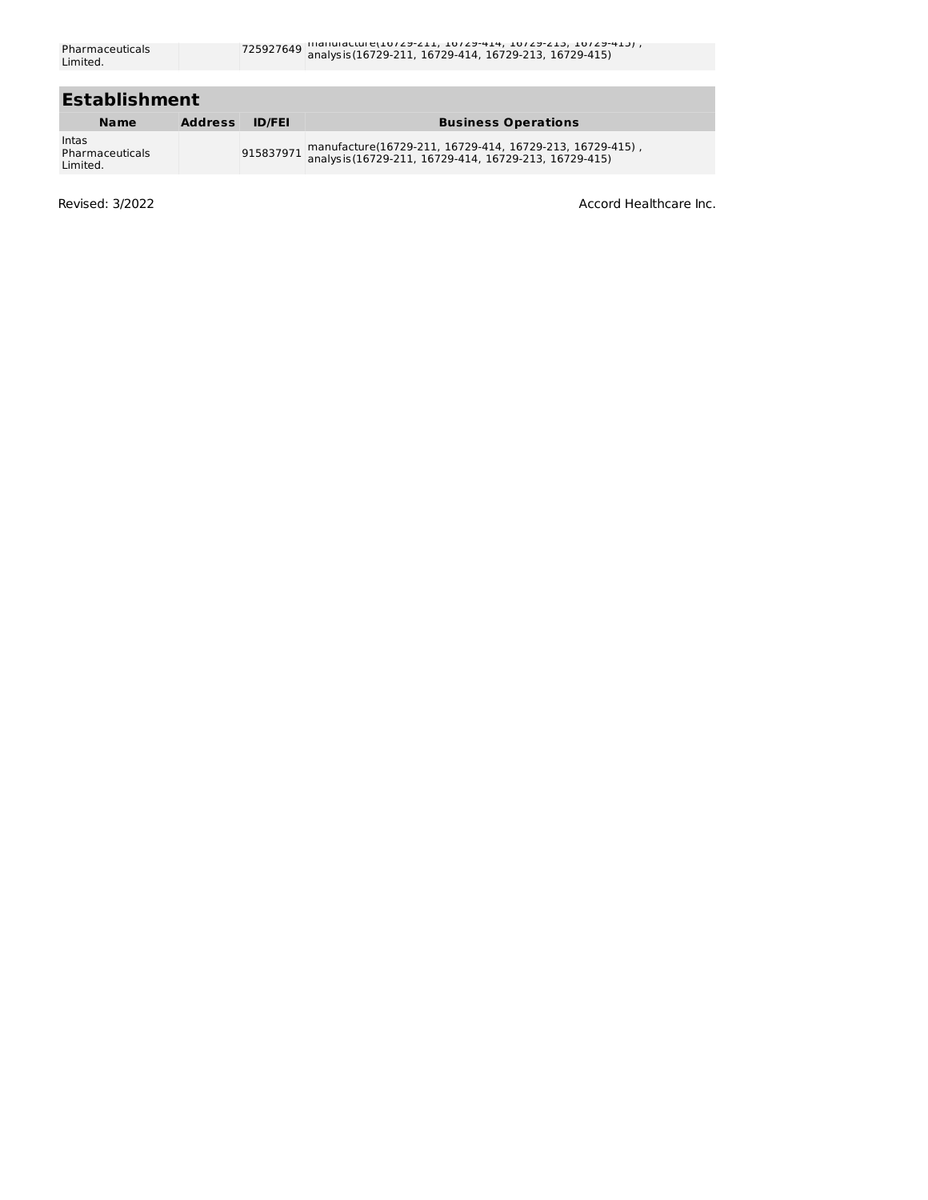| | | | |
|---|---|---|---|
| Pharmaceuticals Limited. | | 725927649 | manufacture(16729-211, 16729-414, 16729-213, 16729-415) , analysis(16729-211, 16729-414, 16729-213, 16729-415) |

## Establishment

| Name | Address | ID/FEI | Business Operations |
|---|---|---|---|
| Intas Pharmaceuticals Limited. | | 915837971 | manufacture(16729-211, 16729-414, 16729-213, 16729-415) , analysis(16729-211, 16729-414, 16729-213, 16729-415) |

Revised: 3/2022 Accord Healthcare Inc.